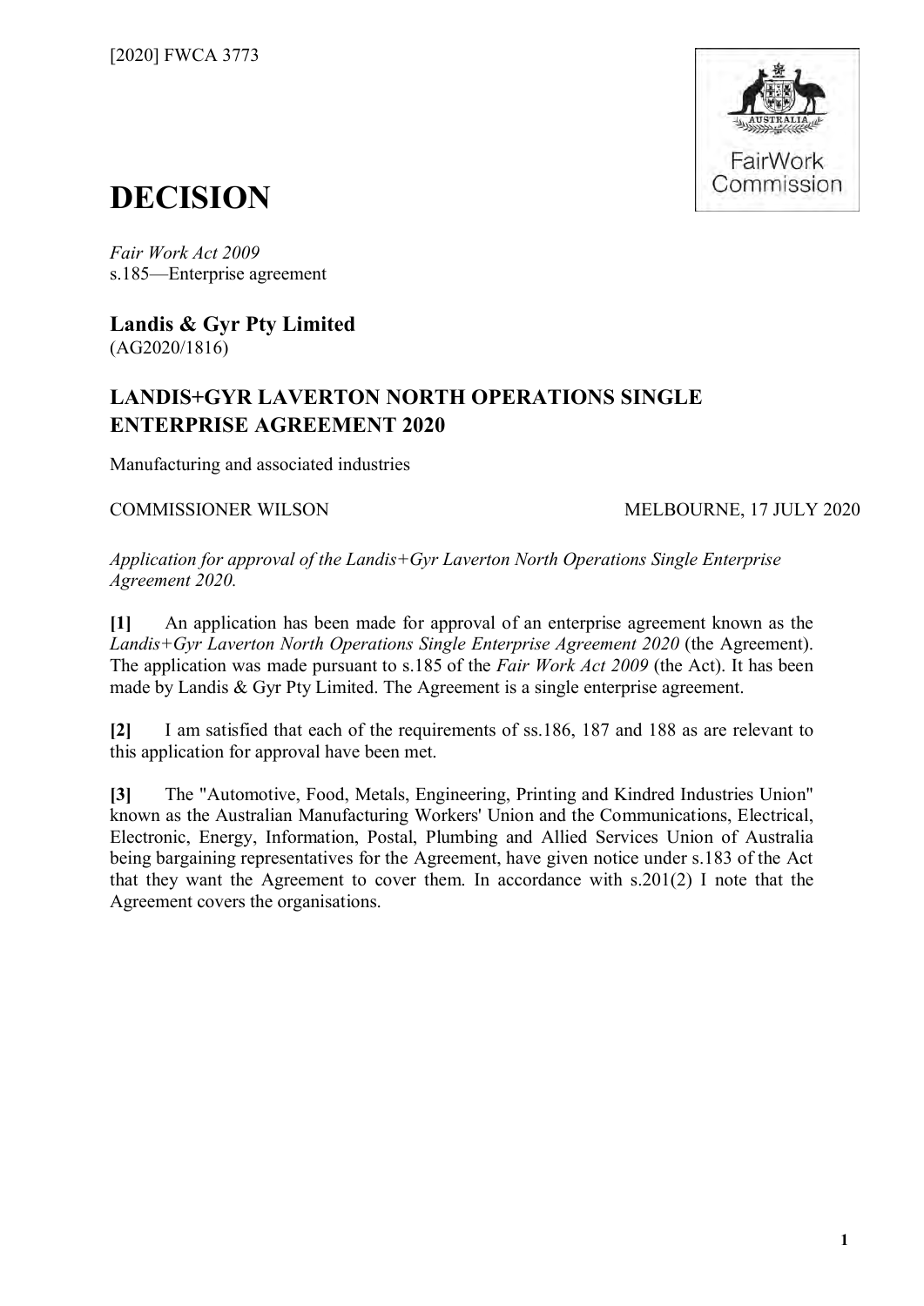[2020] FWCA 3773

FairWork Commission

# DECISION

*Fair Work Act 2009*
s.185—Enterprise agreement

**Landis & Gyr Pty Limited**
(AG2020/1816)

## LANDIS+GYR LAVERTON NORTH OPERATIONS SINGLE ENTERPRISE AGREEMENT 2020

Manufacturing and associated industries

COMMISSIONER WILSON MELBOURNE, 17 JULY 2020

*Application for approval of the Landis+Gyr Laverton North Operations Single Enterprise Agreement 2020.*

**[1]** An application has been made for approval of an enterprise agreement known as the *Landis+Gyr Laverton North Operations Single Enterprise Agreement 2020* (the Agreement). The application was made pursuant to s.185 of the *Fair Work Act 2009* (the Act). It has been made by Landis & Gyr Pty Limited. The Agreement is a single enterprise agreement.

**[2]** I am satisfied that each of the requirements of ss.186, 187 and 188 as are relevant to this application for approval have been met.

**[3]** The "Automotive, Food, Metals, Engineering, Printing and Kindred Industries Union" known as the Australian Manufacturing Workers' Union and the Communications, Electrical, Electronic, Energy, Information, Postal, Plumbing and Allied Services Union of Australia being bargaining representatives for the Agreement, have given notice under s.183 of the Act that they want the Agreement to cover them. In accordance with s.201(2) I note that the Agreement covers the organisations.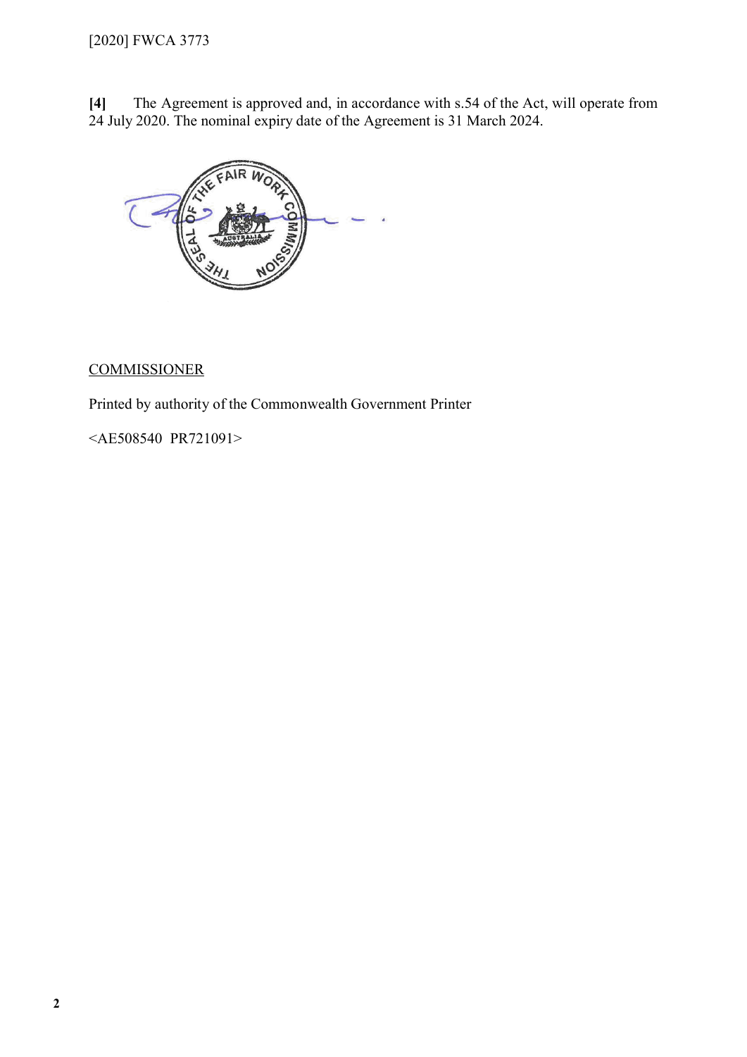**[4]** The Agreement is approved and, in accordance with s.54 of the Act, will operate from 24 July 2020. The nominal expiry date of the Agreement is 31 March 2024.

COMMISSIONER

Printed by authority of the Commonwealth Government Printer

<AE508540 PR721091>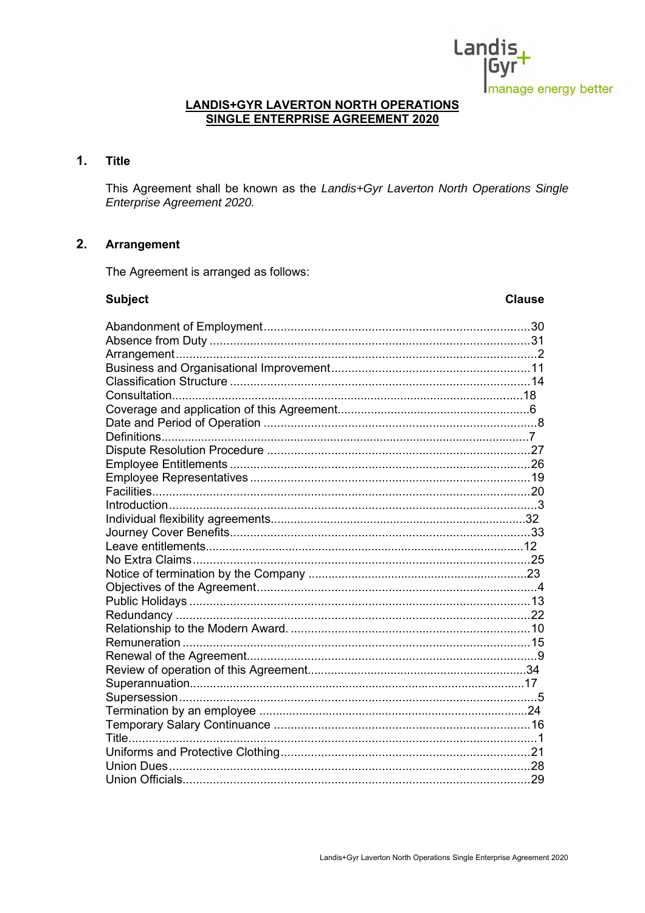**LANDIS+GYR LAVERTON NORTH OPERATIONS**
**SINGLE ENTERPRISE AGREEMENT 2020**

## 1. Title

This Agreement shall be known as the *Landis+Gyr Laverton North Operations Single Enterprise Agreement 2020.*

## 2. Arrangement

The Agreement is arranged as follows:

| Subject | Clause |
|---|---|
| Abandonment of Employment | 30 |
| Absence from Duty | 31 |
| Arrangement | 2 |
| Business and Organisational Improvement | 11 |
| Classification Structure | 14 |
| Consultation | 18 |
| Coverage and application of this Agreement | 6 |
| Date and Period of Operation | 8 |
| Definitions | 7 |
| Dispute Resolution Procedure | 27 |
| Employee Entitlements | 26 |
| Employee Representatives | 19 |
| Facilities | 20 |
| Introduction | 3 |
| Individual flexibility agreements | 32 |
| Journey Cover Benefits | 33 |
| Leave entitlements | 12 |
| No Extra Claims | 25 |
| Notice of termination by the Company | 23 |
| Objectives of the Agreement | 4 |
| Public Holidays | 13 |
| Redundancy | 22 |
| Relationship to the Modern Award. | 10 |
| Remuneration | 15 |
| Renewal of the Agreement | 9 |
| Review of operation of this Agreement | 34 |
| Superannuation | 17 |
| Supersession | 5 |
| Termination by an employee | 24 |
| Temporary Salary Continuance | 16 |
| Title | 1 |
| Uniforms and Protective Clothing | 21 |
| Union Dues | 28 |
| Union Officials | 29 |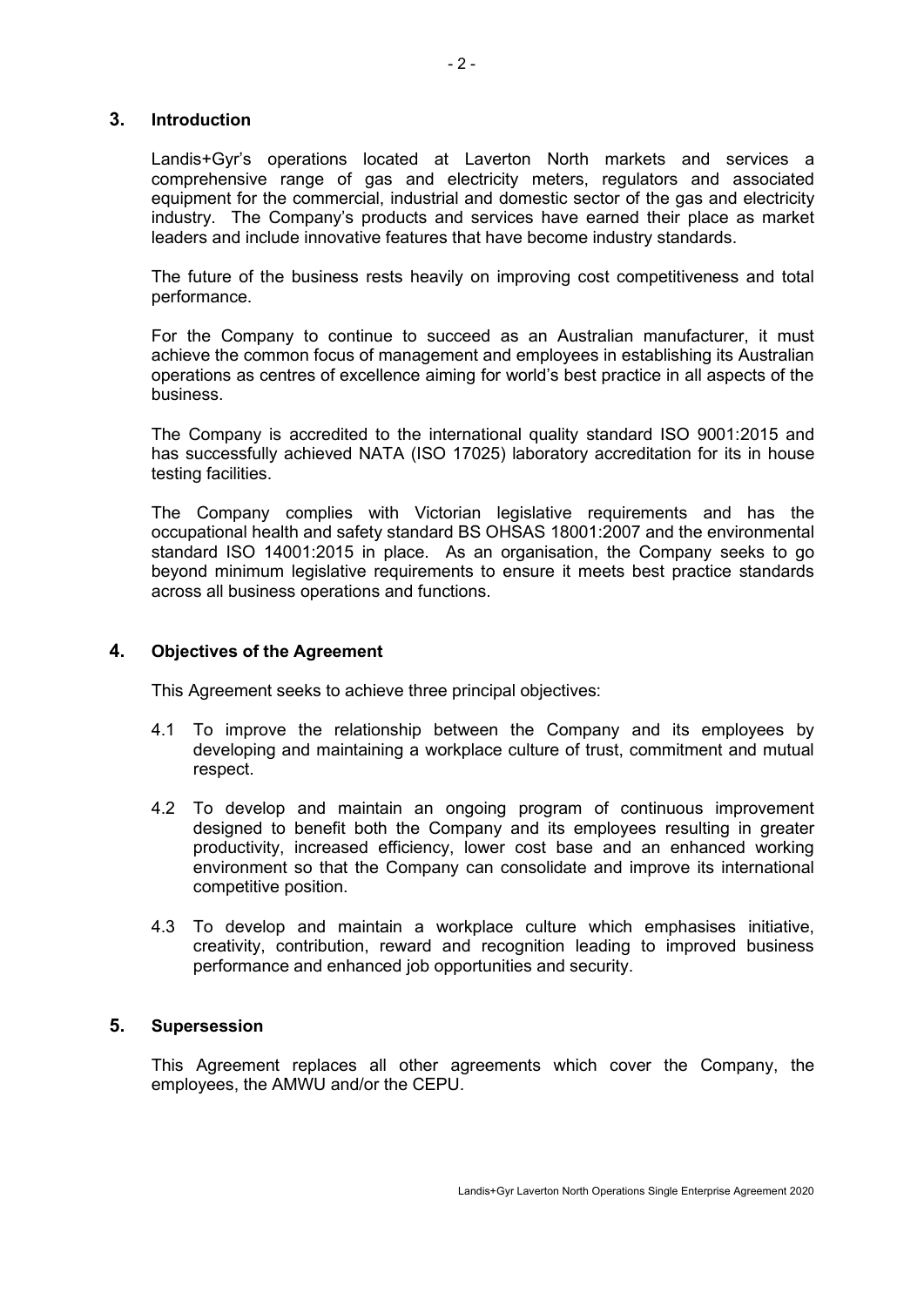## 3. Introduction

Landis+Gyr's operations located at Laverton North markets and services a comprehensive range of gas and electricity meters, regulators and associated equipment for the commercial, industrial and domestic sector of the gas and electricity industry. The Company's products and services have earned their place as market leaders and include innovative features that have become industry standards.

The future of the business rests heavily on improving cost competitiveness and total performance.

For the Company to continue to succeed as an Australian manufacturer, it must achieve the common focus of management and employees in establishing its Australian operations as centres of excellence aiming for world's best practice in all aspects of the business.

The Company is accredited to the international quality standard ISO 9001:2015 and has successfully achieved NATA (ISO 17025) laboratory accreditation for its in house testing facilities.

The Company complies with Victorian legislative requirements and has the occupational health and safety standard BS OHSAS 18001:2007 and the environmental standard ISO 14001:2015 in place. As an organisation, the Company seeks to go beyond minimum legislative requirements to ensure it meets best practice standards across all business operations and functions.

## 4. Objectives of the Agreement

This Agreement seeks to achieve three principal objectives:

4.1 To improve the relationship between the Company and its employees by developing and maintaining a workplace culture of trust, commitment and mutual respect.

4.2 To develop and maintain an ongoing program of continuous improvement designed to benefit both the Company and its employees resulting in greater productivity, increased efficiency, lower cost base and an enhanced working environment so that the Company can consolidate and improve its international competitive position.

4.3 To develop and maintain a workplace culture which emphasises initiative, creativity, contribution, reward and recognition leading to improved business performance and enhanced job opportunities and security.

## 5. Supersession

This Agreement replaces all other agreements which cover the Company, the employees, the AMWU and/or the CEPU.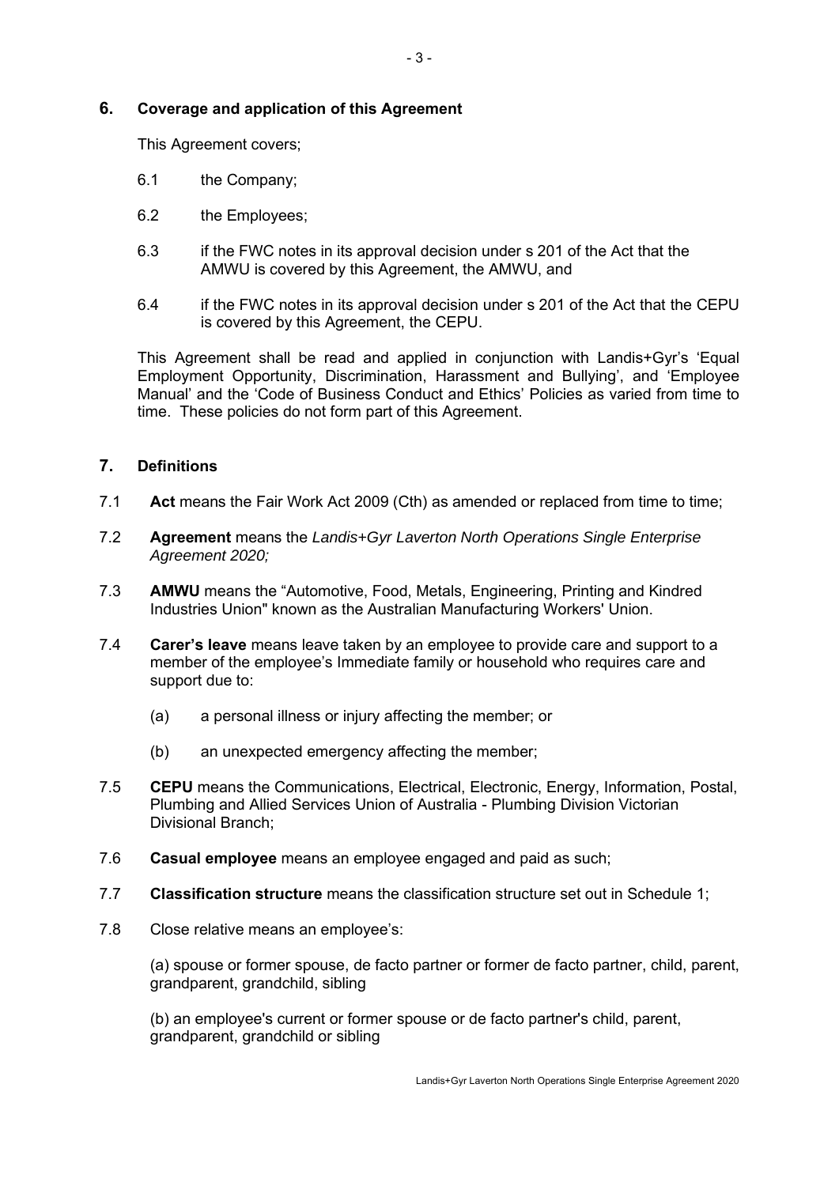## 6. Coverage and application of this Agreement

This Agreement covers;

6.1 the Company;

6.2 the Employees;

6.3 if the FWC notes in its approval decision under s 201 of the Act that the AMWU is covered by this Agreement, the AMWU, and

6.4 if the FWC notes in its approval decision under s 201 of the Act that the CEPU is covered by this Agreement, the CEPU.

This Agreement shall be read and applied in conjunction with Landis+Gyr's 'Equal Employment Opportunity, Discrimination, Harassment and Bullying', and 'Employee Manual' and the 'Code of Business Conduct and Ethics' Policies as varied from time to time. These policies do not form part of this Agreement.

## 7. Definitions

7.1 **Act** means the Fair Work Act 2009 (Cth) as amended or replaced from time to time;

7.2 **Agreement** means the *Landis+Gyr Laverton North Operations Single Enterprise Agreement 2020;*

7.3 **AMWU** means the "Automotive, Food, Metals, Engineering, Printing and Kindred Industries Union" known as the Australian Manufacturing Workers' Union.

7.4 **Carer's leave** means leave taken by an employee to provide care and support to a member of the employee's Immediate family or household who requires care and support due to:

(a) a personal illness or injury affecting the member; or

(b) an unexpected emergency affecting the member;

7.5 **CEPU** means the Communications, Electrical, Electronic, Energy, Information, Postal, Plumbing and Allied Services Union of Australia - Plumbing Division Victorian Divisional Branch;

7.6 **Casual employee** means an employee engaged and paid as such;

7.7 **Classification structure** means the classification structure set out in Schedule 1;

7.8 Close relative means an employee's:

(a) spouse or former spouse, de facto partner or former de facto partner, child, parent, grandparent, grandchild, sibling

(b) an employee's current or former spouse or de facto partner's child, parent, grandparent, grandchild or sibling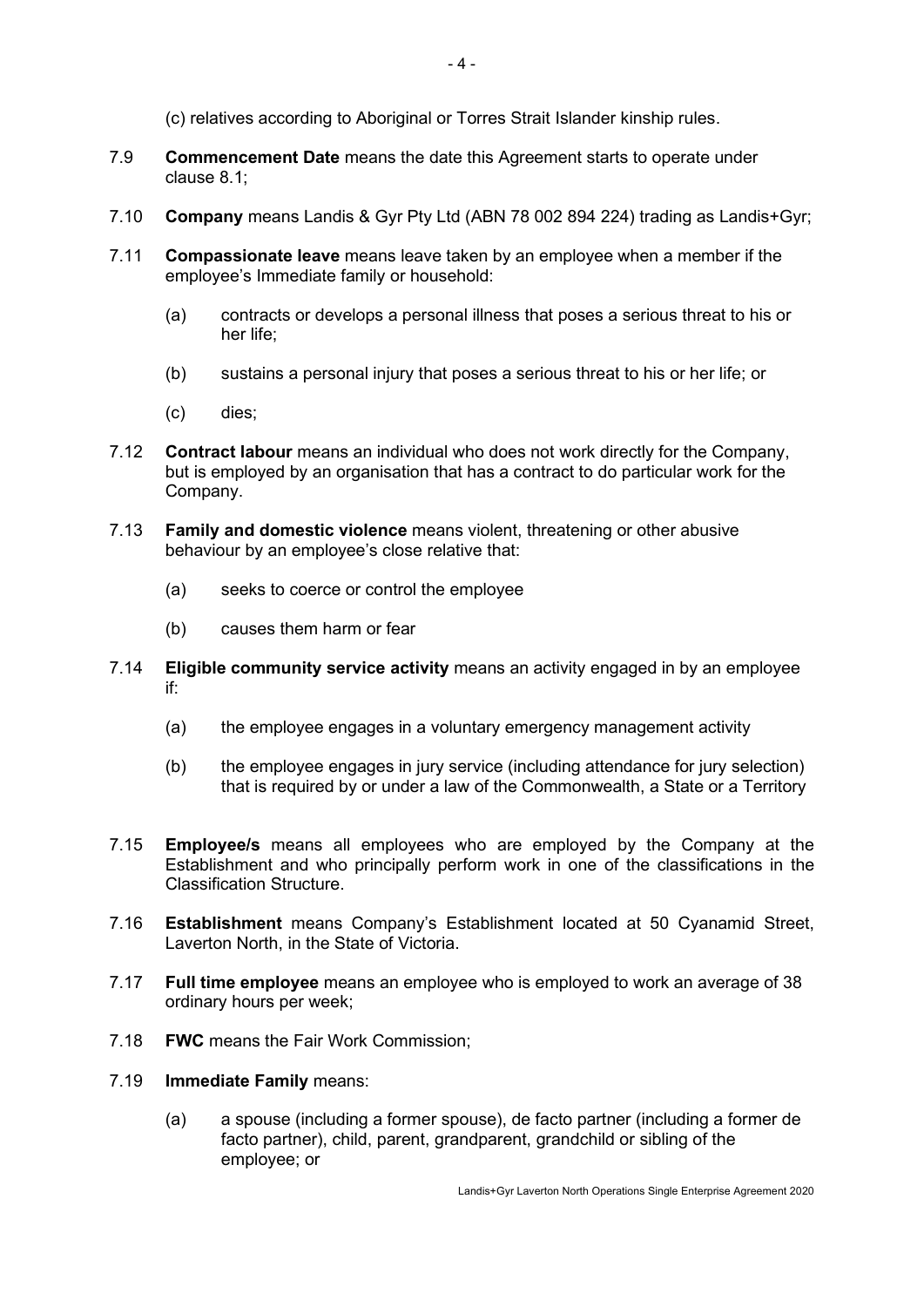(c) relatives according to Aboriginal or Torres Strait Islander kinship rules.

7.9 **Commencement Date** means the date this Agreement starts to operate under clause 8.1;

7.10 **Company** means Landis & Gyr Pty Ltd (ABN 78 002 894 224) trading as Landis+Gyr;

7.11 **Compassionate leave** means leave taken by an employee when a member if the employee's Immediate family or household:

(a) contracts or develops a personal illness that poses a serious threat to his or her life;

(b) sustains a personal injury that poses a serious threat to his or her life; or

(c) dies;

7.12 **Contract labour** means an individual who does not work directly for the Company, but is employed by an organisation that has a contract to do particular work for the Company.

7.13 **Family and domestic violence** means violent, threatening or other abusive behaviour by an employee's close relative that:

(a) seeks to coerce or control the employee

(b) causes them harm or fear

7.14 **Eligible community service activity** means an activity engaged in by an employee if:

(a) the employee engages in a voluntary emergency management activity

(b) the employee engages in jury service (including attendance for jury selection) that is required by or under a law of the Commonwealth, a State or a Territory

7.15 **Employee/s** means all employees who are employed by the Company at the Establishment and who principally perform work in one of the classifications in the Classification Structure.

7.16 **Establishment** means Company's Establishment located at 50 Cyanamid Street, Laverton North, in the State of Victoria.

7.17 **Full time employee** means an employee who is employed to work an average of 38 ordinary hours per week;

7.18 **FWC** means the Fair Work Commission;

7.19 **Immediate Family** means:

(a) a spouse (including a former spouse), de facto partner (including a former de facto partner), child, parent, grandparent, grandchild or sibling of the employee; or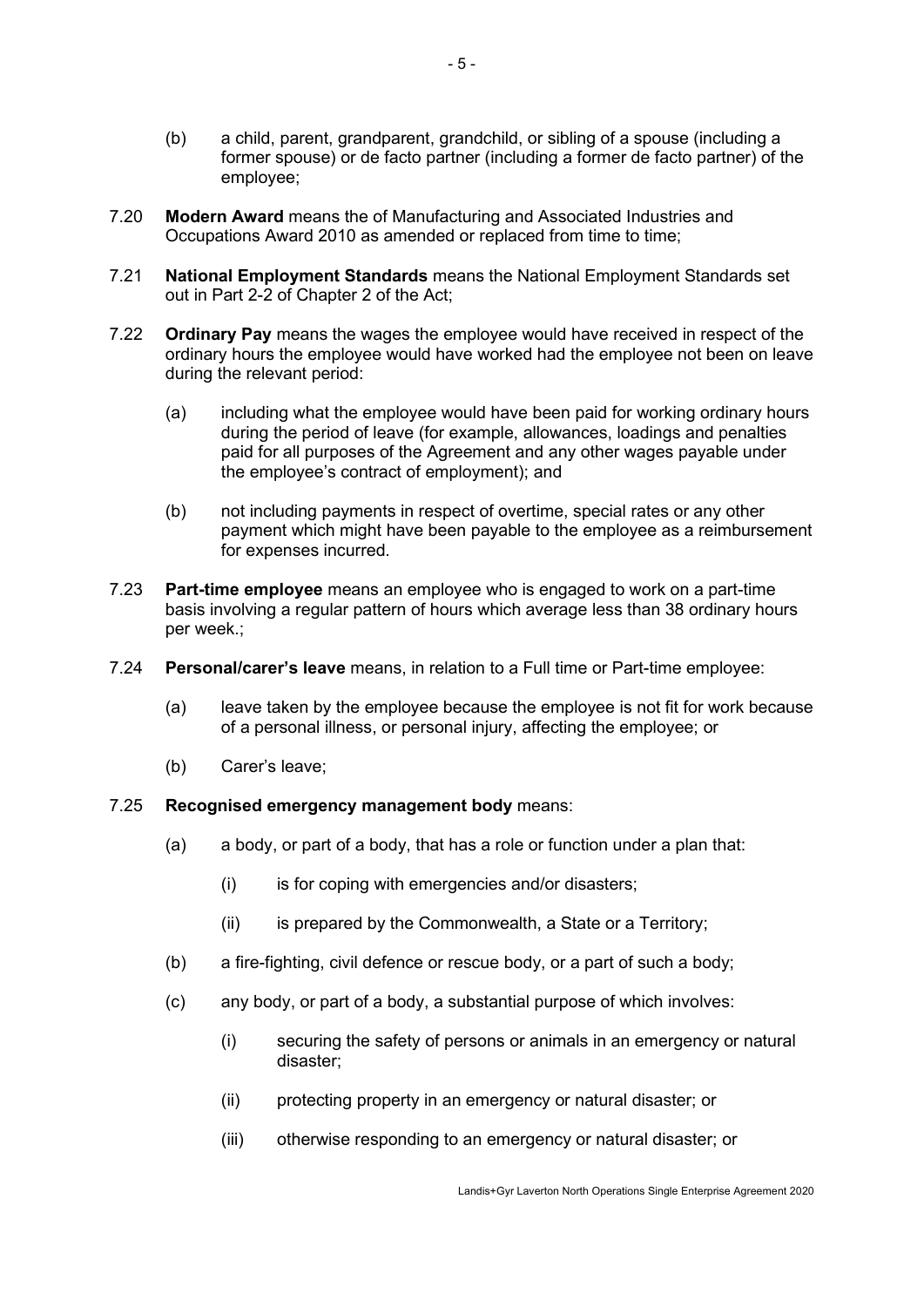(b) a child, parent, grandparent, grandchild, or sibling of a spouse (including a former spouse) or de facto partner (including a former de facto partner) of the employee;

7.20 **Modern Award** means the of Manufacturing and Associated Industries and Occupations Award 2010 as amended or replaced from time to time;

7.21 **National Employment Standards** means the National Employment Standards set out in Part 2-2 of Chapter 2 of the Act;

7.22 **Ordinary Pay** means the wages the employee would have received in respect of the ordinary hours the employee would have worked had the employee not been on leave during the relevant period:

(a) including what the employee would have been paid for working ordinary hours during the period of leave (for example, allowances, loadings and penalties paid for all purposes of the Agreement and any other wages payable under the employee's contract of employment); and

(b) not including payments in respect of overtime, special rates or any other payment which might have been payable to the employee as a reimbursement for expenses incurred.

7.23 **Part-time employee** means an employee who is engaged to work on a part-time basis involving a regular pattern of hours which average less than 38 ordinary hours per week.;

7.24 **Personal/carer's leave** means, in relation to a Full time or Part-time employee:

(a) leave taken by the employee because the employee is not fit for work because of a personal illness, or personal injury, affecting the employee; or

(b) Carer's leave;

7.25 **Recognised emergency management body** means:

(a) a body, or part of a body, that has a role or function under a plan that:

(i) is for coping with emergencies and/or disasters;

(ii) is prepared by the Commonwealth, a State or a Territory;

(b) a fire-fighting, civil defence or rescue body, or a part of such a body;

(c) any body, or part of a body, a substantial purpose of which involves:

(i) securing the safety of persons or animals in an emergency or natural disaster;

(ii) protecting property in an emergency or natural disaster; or

(iii) otherwise responding to an emergency or natural disaster; or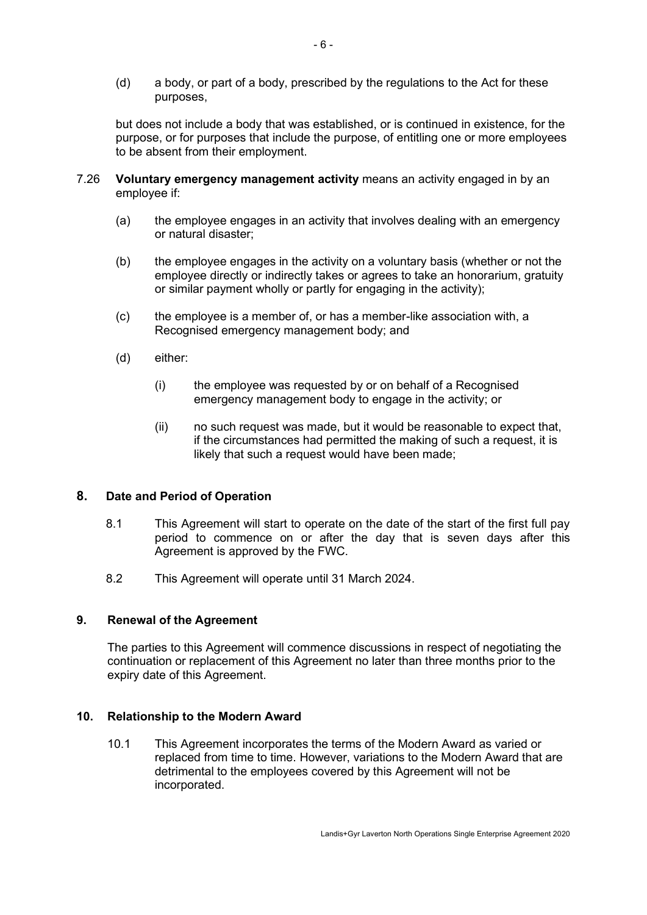(d) a body, or part of a body, prescribed by the regulations to the Act for these purposes,

but does not include a body that was established, or is continued in existence, for the purpose, or for purposes that include the purpose, of entitling one or more employees to be absent from their employment.

7.26 **Voluntary emergency management activity** means an activity engaged in by an employee if:

(a) the employee engages in an activity that involves dealing with an emergency or natural disaster;

(b) the employee engages in the activity on a voluntary basis (whether or not the employee directly or indirectly takes or agrees to take an honorarium, gratuity or similar payment wholly or partly for engaging in the activity);

(c) the employee is a member of, or has a member-like association with, a Recognised emergency management body; and

(d) either:

(i) the employee was requested by or on behalf of a Recognised emergency management body to engage in the activity; or

(ii) no such request was made, but it would be reasonable to expect that, if the circumstances had permitted the making of such a request, it is likely that such a request would have been made;

## 8. Date and Period of Operation

8.1 This Agreement will start to operate on the date of the start of the first full pay period to commence on or after the day that is seven days after this Agreement is approved by the FWC.

8.2 This Agreement will operate until 31 March 2024.

## 9. Renewal of the Agreement

The parties to this Agreement will commence discussions in respect of negotiating the continuation or replacement of this Agreement no later than three months prior to the expiry date of this Agreement.

## 10. Relationship to the Modern Award

10.1 This Agreement incorporates the terms of the Modern Award as varied or replaced from time to time. However, variations to the Modern Award that are detrimental to the employees covered by this Agreement will not be incorporated.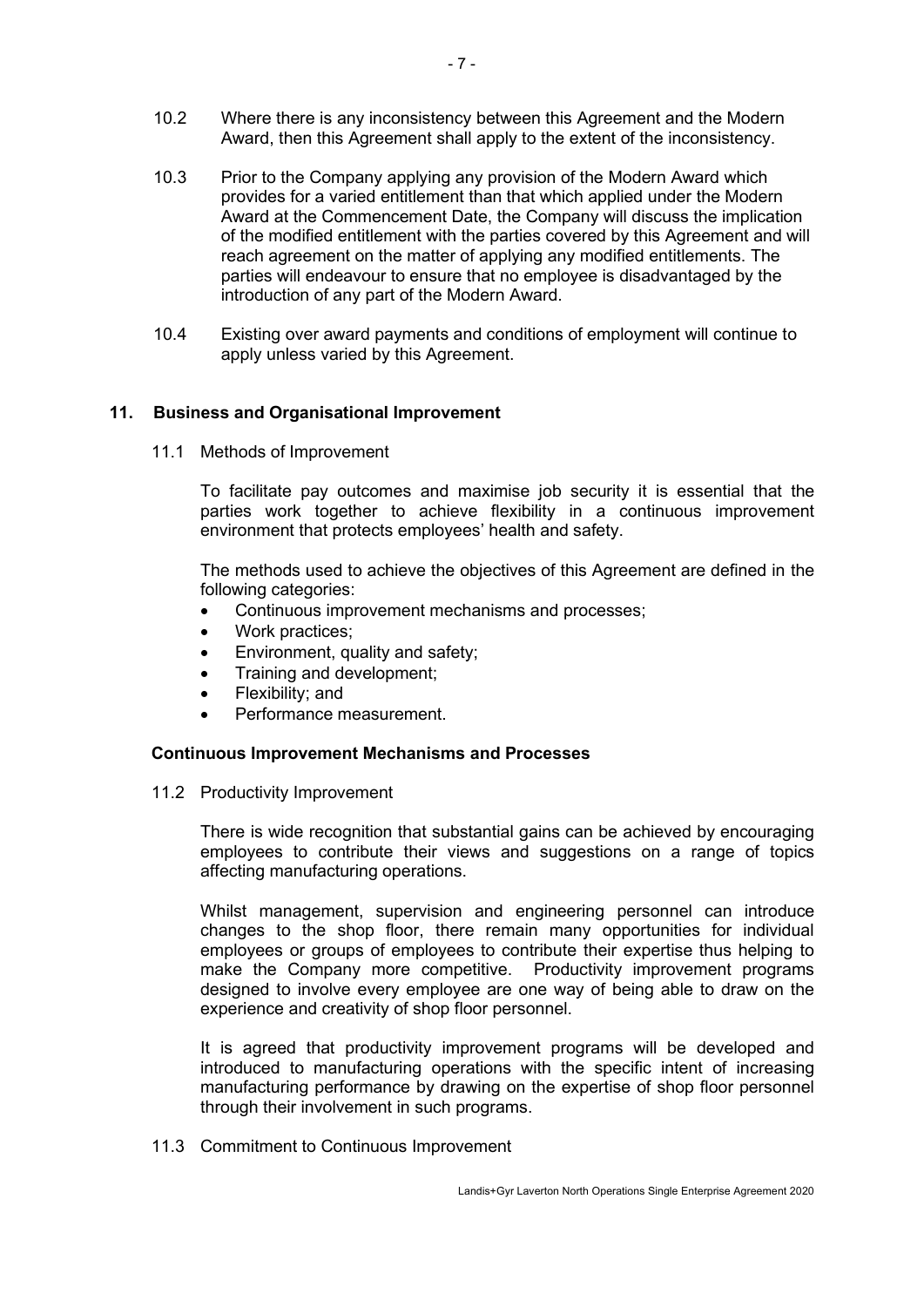10.2 Where there is any inconsistency between this Agreement and the Modern Award, then this Agreement shall apply to the extent of the inconsistency.

10.3 Prior to the Company applying any provision of the Modern Award which provides for a varied entitlement than that which applied under the Modern Award at the Commencement Date, the Company will discuss the implication of the modified entitlement with the parties covered by this Agreement and will reach agreement on the matter of applying any modified entitlements. The parties will endeavour to ensure that no employee is disadvantaged by the introduction of any part of the Modern Award.

10.4 Existing over award payments and conditions of employment will continue to apply unless varied by this Agreement.

## 11. Business and Organisational Improvement

11.1 Methods of Improvement

To facilitate pay outcomes and maximise job security it is essential that the parties work together to achieve flexibility in a continuous improvement environment that protects employees' health and safety.

The methods used to achieve the objectives of this Agreement are defined in the following categories:

- Continuous improvement mechanisms and processes;
- Work practices;
- Environment, quality and safety;
- Training and development;
- Flexibility; and
- Performance measurement.

### Continuous Improvement Mechanisms and Processes

11.2 Productivity Improvement

There is wide recognition that substantial gains can be achieved by encouraging employees to contribute their views and suggestions on a range of topics affecting manufacturing operations.

Whilst management, supervision and engineering personnel can introduce changes to the shop floor, there remain many opportunities for individual employees or groups of employees to contribute their expertise thus helping to make the Company more competitive. Productivity improvement programs designed to involve every employee are one way of being able to draw on the experience and creativity of shop floor personnel.

It is agreed that productivity improvement programs will be developed and introduced to manufacturing operations with the specific intent of increasing manufacturing performance by drawing on the expertise of shop floor personnel through their involvement in such programs.

11.3 Commitment to Continuous Improvement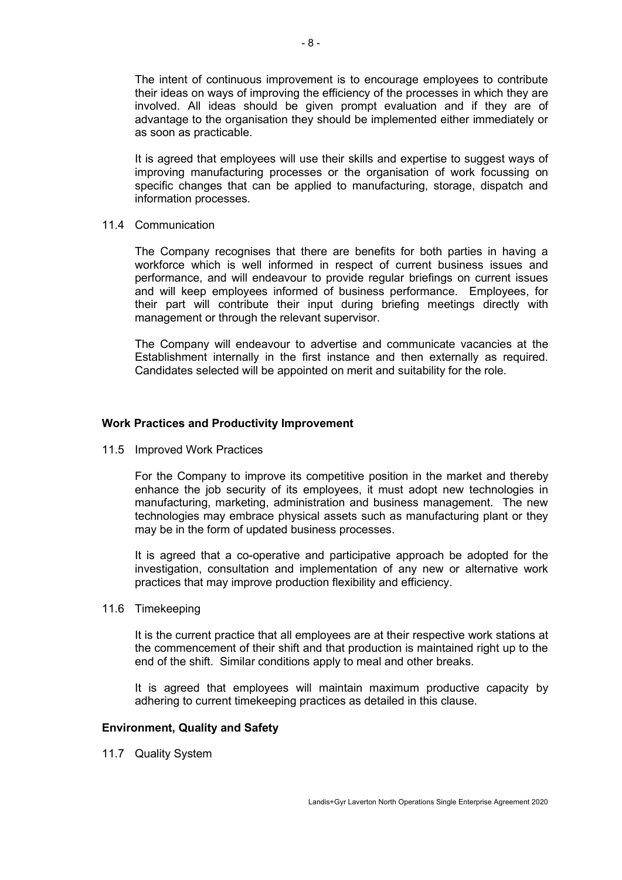The intent of continuous improvement is to encourage employees to contribute their ideas on ways of improving the efficiency of the processes in which they are involved. All ideas should be given prompt evaluation and if they are of advantage to the organisation they should be implemented either immediately or as soon as practicable.

It is agreed that employees will use their skills and expertise to suggest ways of improving manufacturing processes or the organisation of work focussing on specific changes that can be applied to manufacturing, storage, dispatch and information processes.

11.4 Communication

The Company recognises that there are benefits for both parties in having a workforce which is well informed in respect of current business issues and performance, and will endeavour to provide regular briefings on current issues and will keep employees informed of business performance. Employees, for their part will contribute their input during briefing meetings directly with management or through the relevant supervisor.

The Company will endeavour to advertise and communicate vacancies at the Establishment internally in the first instance and then externally as required. Candidates selected will be appointed on merit and suitability for the role.

**Work Practices and Productivity Improvement**

11.5 Improved Work Practices

For the Company to improve its competitive position in the market and thereby enhance the job security of its employees, it must adopt new technologies in manufacturing, marketing, administration and business management. The new technologies may embrace physical assets such as manufacturing plant or they may be in the form of updated business processes.

It is agreed that a co-operative and participative approach be adopted for the investigation, consultation and implementation of any new or alternative work practices that may improve production flexibility and efficiency.

11.6 Timekeeping

It is the current practice that all employees are at their respective work stations at the commencement of their shift and that production is maintained right up to the end of the shift. Similar conditions apply to meal and other breaks.

It is agreed that employees will maintain maximum productive capacity by adhering to current timekeeping practices as detailed in this clause.

**Environment, Quality and Safety**

11.7 Quality System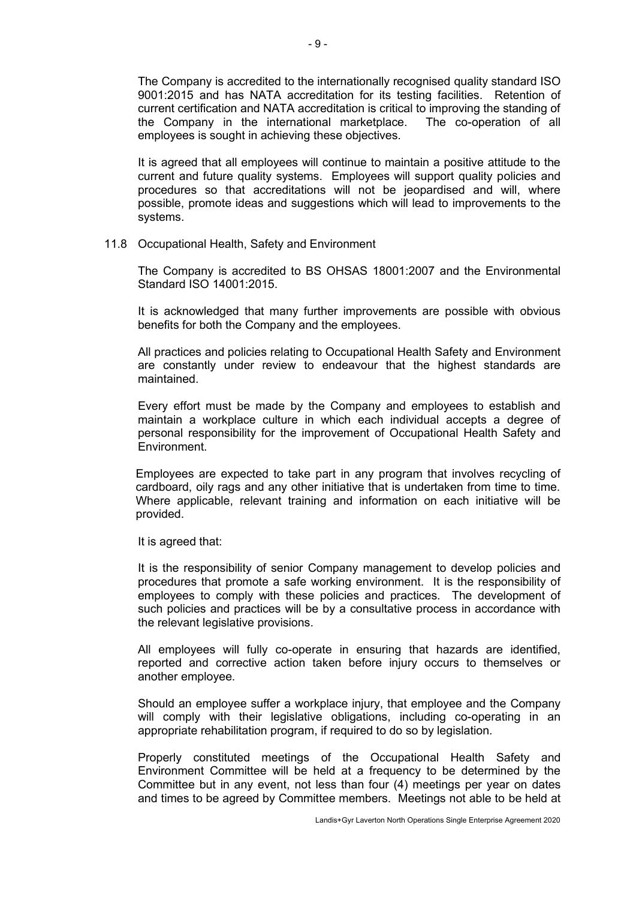The Company is accredited to the internationally recognised quality standard ISO 9001:2015 and has NATA accreditation for its testing facilities. Retention of current certification and NATA accreditation is critical to improving the standing of the Company in the international marketplace. The co-operation of all employees is sought in achieving these objectives.

It is agreed that all employees will continue to maintain a positive attitude to the current and future quality systems. Employees will support quality policies and procedures so that accreditations will not be jeopardised and will, where possible, promote ideas and suggestions which will lead to improvements to the systems.

### 11.8 Occupational Health, Safety and Environment

The Company is accredited to BS OHSAS 18001:2007 and the Environmental Standard ISO 14001:2015.

It is acknowledged that many further improvements are possible with obvious benefits for both the Company and the employees.

All practices and policies relating to Occupational Health Safety and Environment are constantly under review to endeavour that the highest standards are maintained.

Every effort must be made by the Company and employees to establish and maintain a workplace culture in which each individual accepts a degree of personal responsibility for the improvement of Occupational Health Safety and Environment.

Employees are expected to take part in any program that involves recycling of cardboard, oily rags and any other initiative that is undertaken from time to time. Where applicable, relevant training and information on each initiative will be provided.

It is agreed that:

It is the responsibility of senior Company management to develop policies and procedures that promote a safe working environment. It is the responsibility of employees to comply with these policies and practices. The development of such policies and practices will be by a consultative process in accordance with the relevant legislative provisions.

All employees will fully co-operate in ensuring that hazards are identified, reported and corrective action taken before injury occurs to themselves or another employee.

Should an employee suffer a workplace injury, that employee and the Company will comply with their legislative obligations, including co-operating in an appropriate rehabilitation program, if required to do so by legislation.

Properly constituted meetings of the Occupational Health Safety and Environment Committee will be held at a frequency to be determined by the Committee but in any event, not less than four (4) meetings per year on dates and times to be agreed by Committee members. Meetings not able to be held at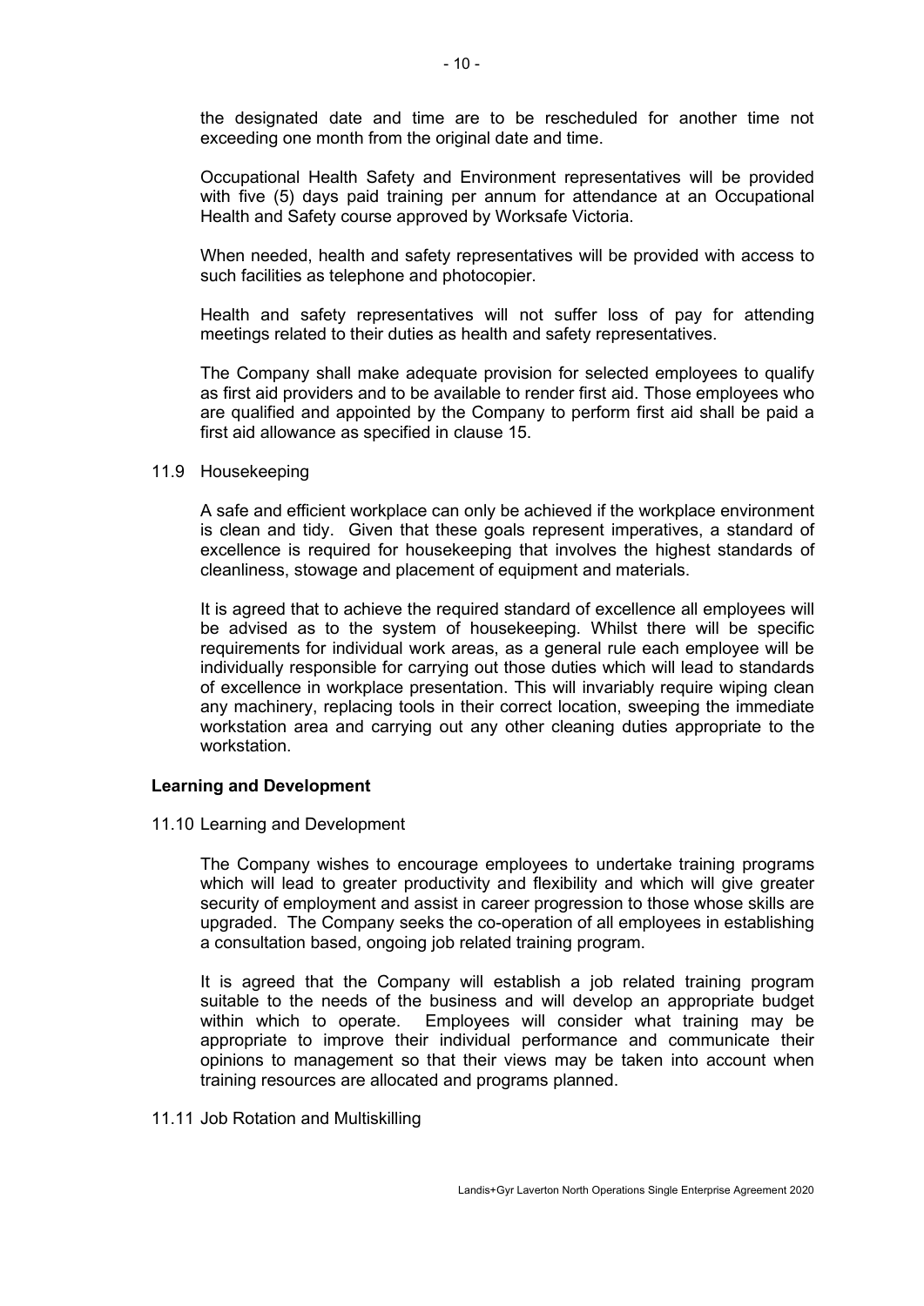the designated date and time are to be rescheduled for another time not exceeding one month from the original date and time.

Occupational Health Safety and Environment representatives will be provided with five (5) days paid training per annum for attendance at an Occupational Health and Safety course approved by Worksafe Victoria.

When needed, health and safety representatives will be provided with access to such facilities as telephone and photocopier.

Health and safety representatives will not suffer loss of pay for attending meetings related to their duties as health and safety representatives.

The Company shall make adequate provision for selected employees to qualify as first aid providers and to be available to render first aid. Those employees who are qualified and appointed by the Company to perform first aid shall be paid a first aid allowance as specified in clause 15.

11.9 Housekeeping

A safe and efficient workplace can only be achieved if the workplace environment is clean and tidy. Given that these goals represent imperatives, a standard of excellence is required for housekeeping that involves the highest standards of cleanliness, stowage and placement of equipment and materials.

It is agreed that to achieve the required standard of excellence all employees will be advised as to the system of housekeeping. Whilst there will be specific requirements for individual work areas, as a general rule each employee will be individually responsible for carrying out those duties which will lead to standards of excellence in workplace presentation. This will invariably require wiping clean any machinery, replacing tools in their correct location, sweeping the immediate workstation area and carrying out any other cleaning duties appropriate to the workstation.

**Learning and Development**

11.10 Learning and Development

The Company wishes to encourage employees to undertake training programs which will lead to greater productivity and flexibility and which will give greater security of employment and assist in career progression to those whose skills are upgraded. The Company seeks the co-operation of all employees in establishing a consultation based, ongoing job related training program.

It is agreed that the Company will establish a job related training program suitable to the needs of the business and will develop an appropriate budget within which to operate. Employees will consider what training may be appropriate to improve their individual performance and communicate their opinions to management so that their views may be taken into account when training resources are allocated and programs planned.

11.11 Job Rotation and Multiskilling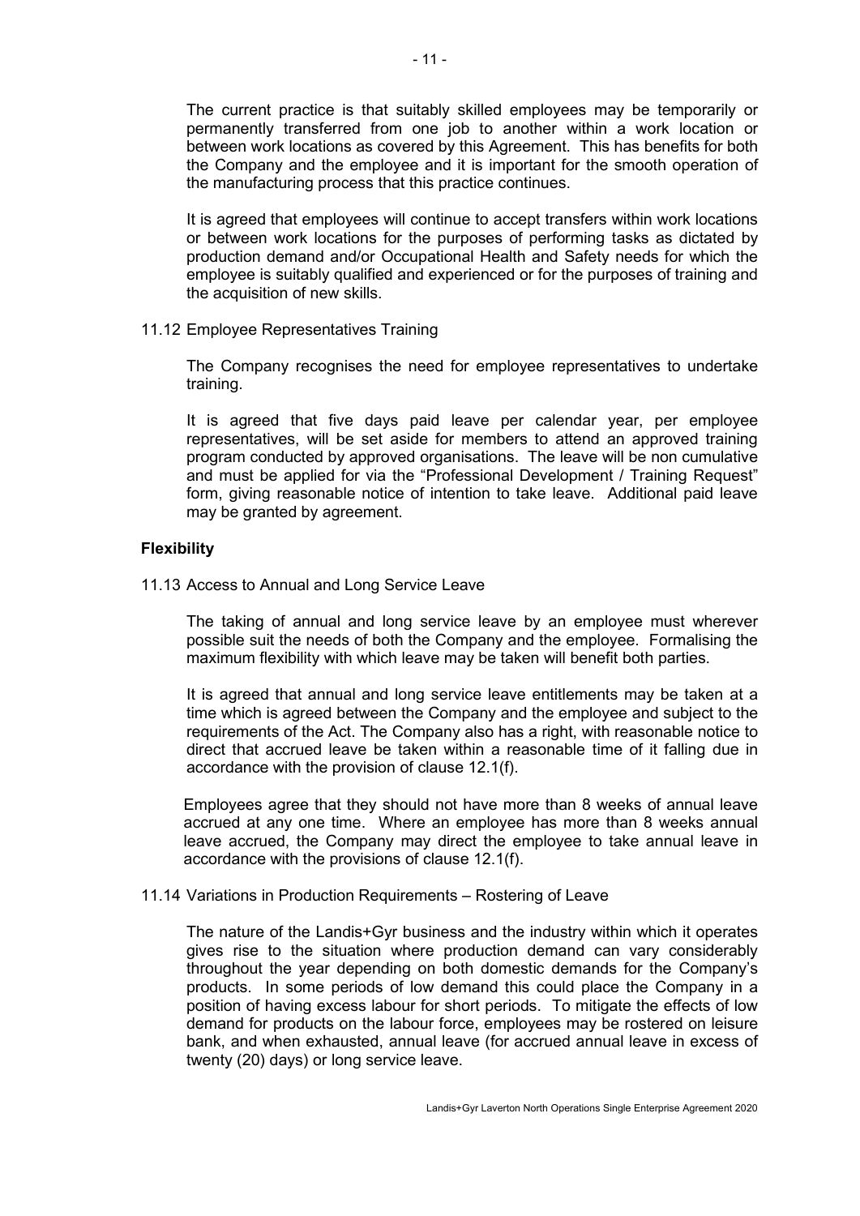The current practice is that suitably skilled employees may be temporarily or permanently transferred from one job to another within a work location or between work locations as covered by this Agreement. This has benefits for both the Company and the employee and it is important for the smooth operation of the manufacturing process that this practice continues.

It is agreed that employees will continue to accept transfers within work locations or between work locations for the purposes of performing tasks as dictated by production demand and/or Occupational Health and Safety needs for which the employee is suitably qualified and experienced or for the purposes of training and the acquisition of new skills.

11.12 Employee Representatives Training

The Company recognises the need for employee representatives to undertake training.

It is agreed that five days paid leave per calendar year, per employee representatives, will be set aside for members to attend an approved training program conducted by approved organisations. The leave will be non cumulative and must be applied for via the "Professional Development / Training Request" form, giving reasonable notice of intention to take leave. Additional paid leave may be granted by agreement.

**Flexibility**

11.13 Access to Annual and Long Service Leave

The taking of annual and long service leave by an employee must wherever possible suit the needs of both the Company and the employee. Formalising the maximum flexibility with which leave may be taken will benefit both parties.

It is agreed that annual and long service leave entitlements may be taken at a time which is agreed between the Company and the employee and subject to the requirements of the Act. The Company also has a right, with reasonable notice to direct that accrued leave be taken within a reasonable time of it falling due in accordance with the provision of clause 12.1(f).

Employees agree that they should not have more than 8 weeks of annual leave accrued at any one time. Where an employee has more than 8 weeks annual leave accrued, the Company may direct the employee to take annual leave in accordance with the provisions of clause 12.1(f).

11.14 Variations in Production Requirements – Rostering of Leave

The nature of the Landis+Gyr business and the industry within which it operates gives rise to the situation where production demand can vary considerably throughout the year depending on both domestic demands for the Company's products. In some periods of low demand this could place the Company in a position of having excess labour for short periods. To mitigate the effects of low demand for products on the labour force, employees may be rostered on leisure bank, and when exhausted, annual leave (for accrued annual leave in excess of twenty (20) days) or long service leave.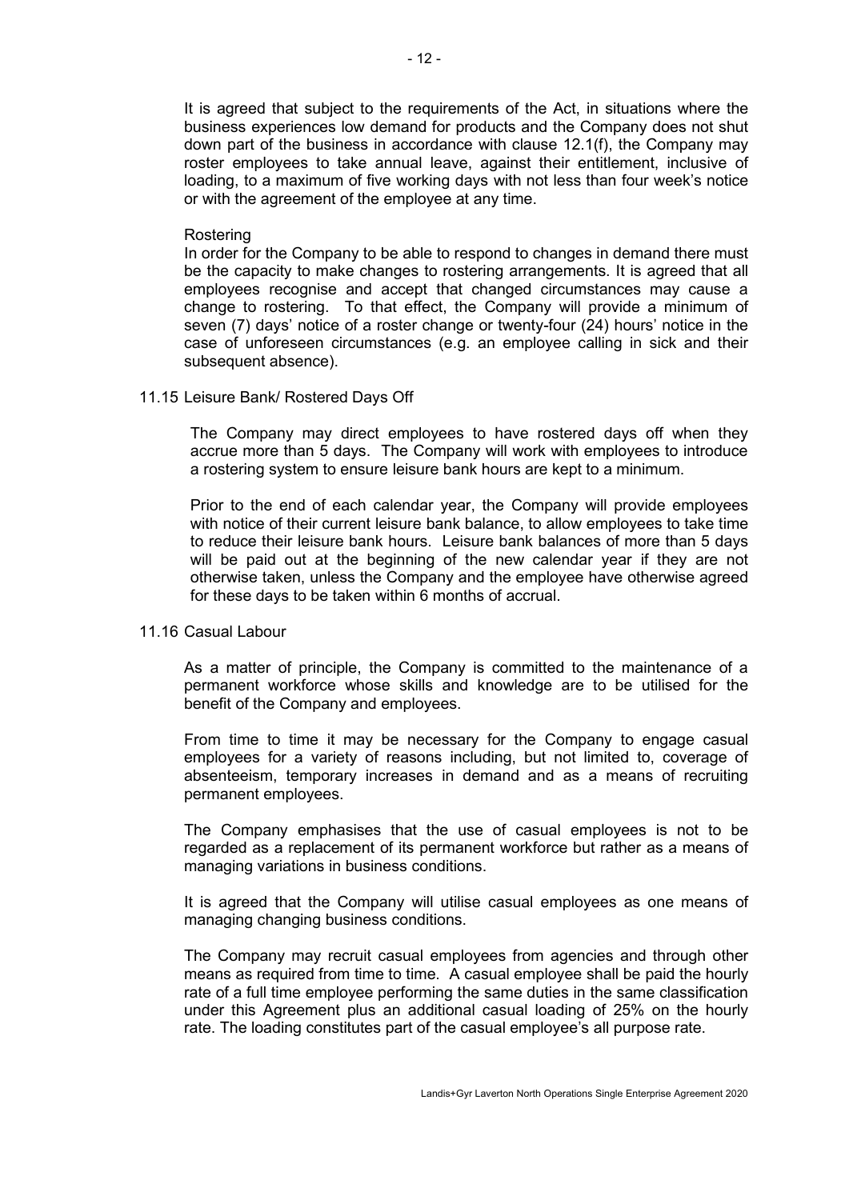It is agreed that subject to the requirements of the Act, in situations where the business experiences low demand for products and the Company does not shut down part of the business in accordance with clause 12.1(f), the Company may roster employees to take annual leave, against their entitlement, inclusive of loading, to a maximum of five working days with not less than four week's notice or with the agreement of the employee at any time.

Rostering

In order for the Company to be able to respond to changes in demand there must be the capacity to make changes to rostering arrangements. It is agreed that all employees recognise and accept that changed circumstances may cause a change to rostering. To that effect, the Company will provide a minimum of seven (7) days' notice of a roster change or twenty-four (24) hours' notice in the case of unforeseen circumstances (e.g. an employee calling in sick and their subsequent absence).

11.15 Leisure Bank/ Rostered Days Off

The Company may direct employees to have rostered days off when they accrue more than 5 days. The Company will work with employees to introduce a rostering system to ensure leisure bank hours are kept to a minimum.

Prior to the end of each calendar year, the Company will provide employees with notice of their current leisure bank balance, to allow employees to take time to reduce their leisure bank hours. Leisure bank balances of more than 5 days will be paid out at the beginning of the new calendar year if they are not otherwise taken, unless the Company and the employee have otherwise agreed for these days to be taken within 6 months of accrual.

11.16 Casual Labour

As a matter of principle, the Company is committed to the maintenance of a permanent workforce whose skills and knowledge are to be utilised for the benefit of the Company and employees.

From time to time it may be necessary for the Company to engage casual employees for a variety of reasons including, but not limited to, coverage of absenteeism, temporary increases in demand and as a means of recruiting permanent employees.

The Company emphasises that the use of casual employees is not to be regarded as a replacement of its permanent workforce but rather as a means of managing variations in business conditions.

It is agreed that the Company will utilise casual employees as one means of managing changing business conditions.

The Company may recruit casual employees from agencies and through other means as required from time to time. A casual employee shall be paid the hourly rate of a full time employee performing the same duties in the same classification under this Agreement plus an additional casual loading of 25% on the hourly rate. The loading constitutes part of the casual employee's all purpose rate.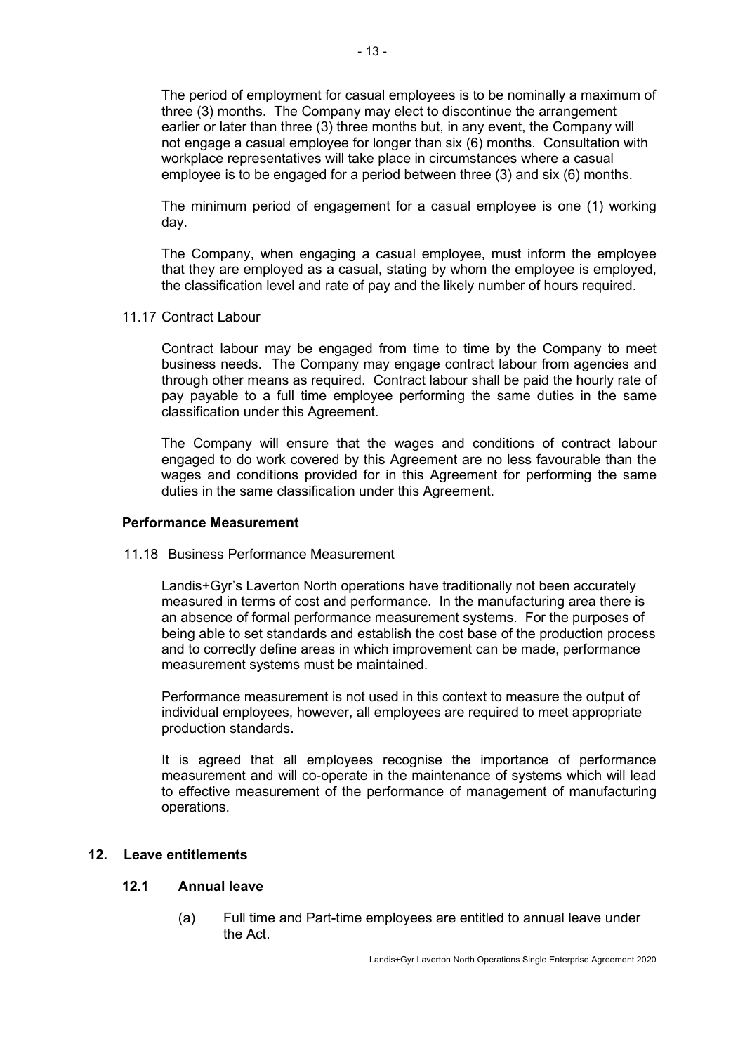The period of employment for casual employees is to be nominally a maximum of three (3) months. The Company may elect to discontinue the arrangement earlier or later than three (3) three months but, in any event, the Company will not engage a casual employee for longer than six (6) months. Consultation with workplace representatives will take place in circumstances where a casual employee is to be engaged for a period between three (3) and six (6) months.

The minimum period of engagement for a casual employee is one (1) working day.

The Company, when engaging a casual employee, must inform the employee that they are employed as a casual, stating by whom the employee is employed, the classification level and rate of pay and the likely number of hours required.

11.17 Contract Labour

Contract labour may be engaged from time to time by the Company to meet business needs. The Company may engage contract labour from agencies and through other means as required. Contract labour shall be paid the hourly rate of pay payable to a full time employee performing the same duties in the same classification under this Agreement.

The Company will ensure that the wages and conditions of contract labour engaged to do work covered by this Agreement are no less favourable than the wages and conditions provided for in this Agreement for performing the same duties in the same classification under this Agreement.

**Performance Measurement**

11.18 Business Performance Measurement

Landis+Gyr's Laverton North operations have traditionally not been accurately measured in terms of cost and performance. In the manufacturing area there is an absence of formal performance measurement systems. For the purposes of being able to set standards and establish the cost base of the production process and to correctly define areas in which improvement can be made, performance measurement systems must be maintained.

Performance measurement is not used in this context to measure the output of individual employees, however, all employees are required to meet appropriate production standards.

It is agreed that all employees recognise the importance of performance measurement and will co-operate in the maintenance of systems which will lead to effective measurement of the performance of management of manufacturing operations.

## 12. Leave entitlements

### 12.1 Annual leave

(a) Full time and Part-time employees are entitled to annual leave under the Act.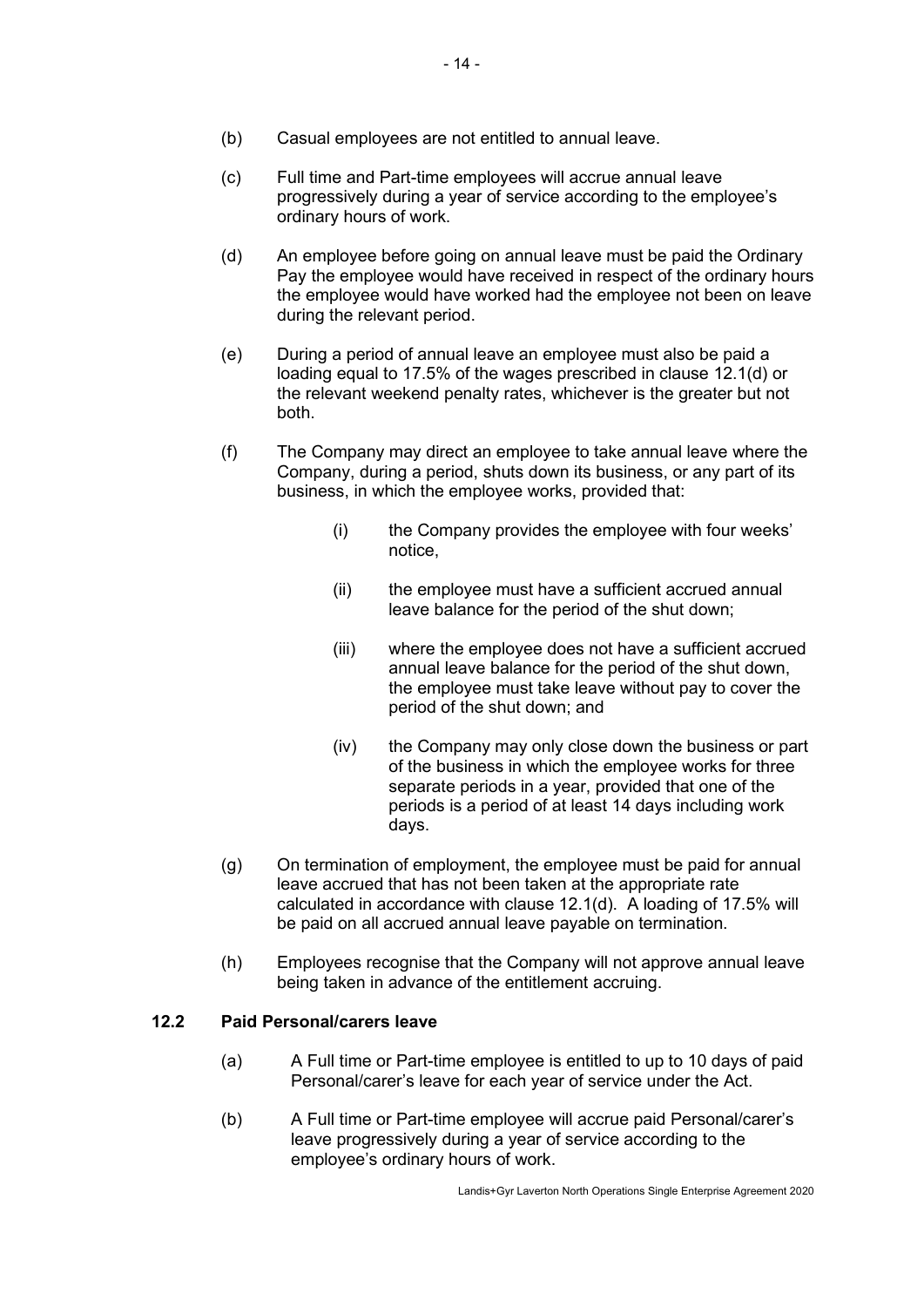(b) Casual employees are not entitled to annual leave.

(c) Full time and Part-time employees will accrue annual leave progressively during a year of service according to the employee's ordinary hours of work.

(d) An employee before going on annual leave must be paid the Ordinary Pay the employee would have received in respect of the ordinary hours the employee would have worked had the employee not been on leave during the relevant period.

(e) During a period of annual leave an employee must also be paid a loading equal to 17.5% of the wages prescribed in clause 12.1(d) or the relevant weekend penalty rates, whichever is the greater but not both.

(f) The Company may direct an employee to take annual leave where the Company, during a period, shuts down its business, or any part of its business, in which the employee works, provided that:

  (i) the Company provides the employee with four weeks' notice,

  (ii) the employee must have a sufficient accrued annual leave balance for the period of the shut down;

  (iii) where the employee does not have a sufficient accrued annual leave balance for the period of the shut down, the employee must take leave without pay to cover the period of the shut down; and

  (iv) the Company may only close down the business or part of the business in which the employee works for three separate periods in a year, provided that one of the periods is a period of at least 14 days including work days.

(g) On termination of employment, the employee must be paid for annual leave accrued that has not been taken at the appropriate rate calculated in accordance with clause 12.1(d). A loading of 17.5% will be paid on all accrued annual leave payable on termination.

(h) Employees recognise that the Company will not approve annual leave being taken in advance of the entitlement accruing.

### 12.2 Paid Personal/carers leave

(a) A Full time or Part-time employee is entitled to up to 10 days of paid Personal/carer's leave for each year of service under the Act.

(b) A Full time or Part-time employee will accrue paid Personal/carer's leave progressively during a year of service according to the employee's ordinary hours of work.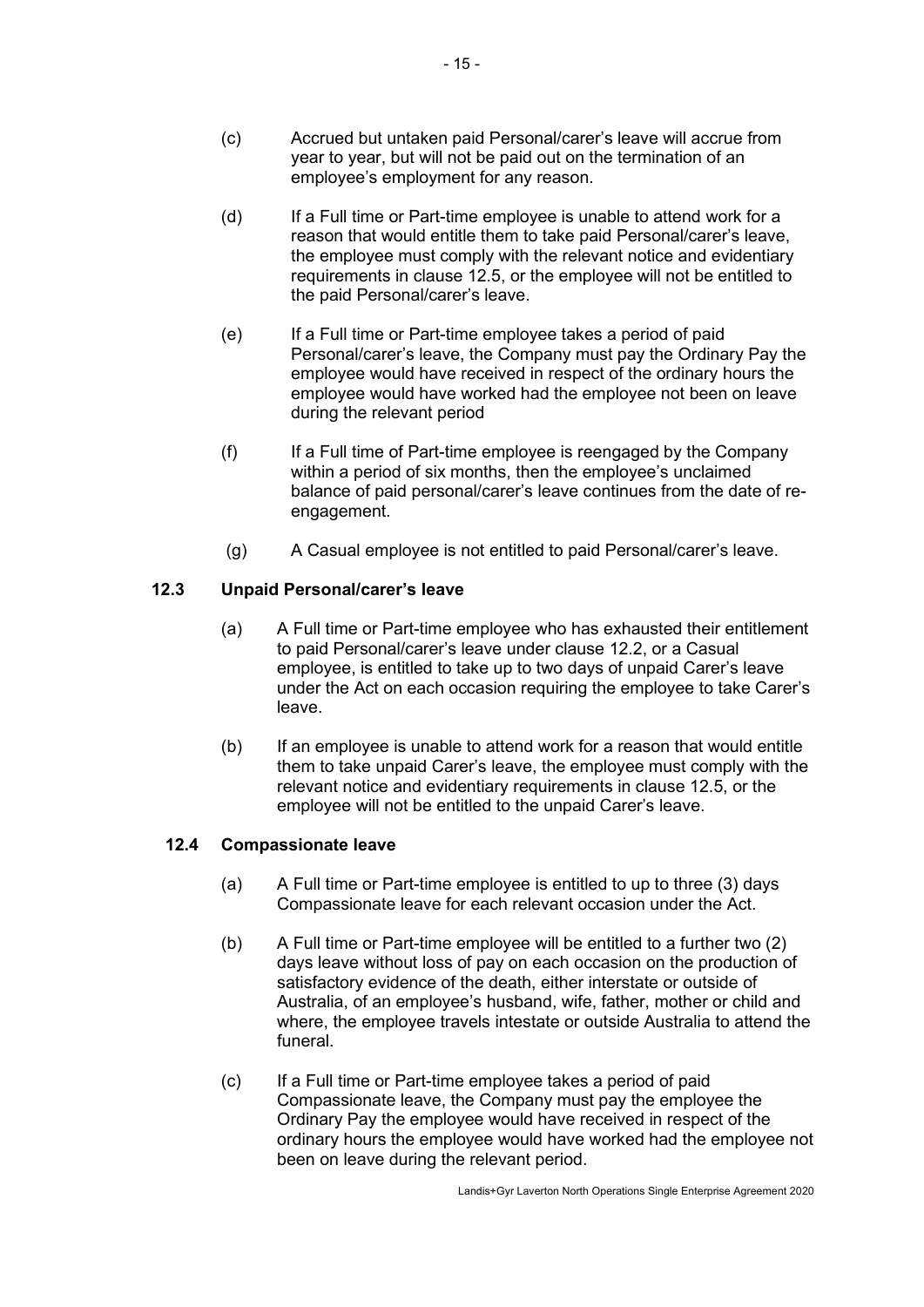(c) Accrued but untaken paid Personal/carer's leave will accrue from year to year, but will not be paid out on the termination of an employee's employment for any reason.

(d) If a Full time or Part-time employee is unable to attend work for a reason that would entitle them to take paid Personal/carer's leave, the employee must comply with the relevant notice and evidentiary requirements in clause 12.5, or the employee will not be entitled to the paid Personal/carer's leave.

(e) If a Full time or Part-time employee takes a period of paid Personal/carer's leave, the Company must pay the Ordinary Pay the employee would have received in respect of the ordinary hours the employee would have worked had the employee not been on leave during the relevant period

(f) If a Full time of Part-time employee is reengaged by the Company within a period of six months, then the employee's unclaimed balance of paid personal/carer's leave continues from the date of re-engagement.

(g) A Casual employee is not entitled to paid Personal/carer's leave.

### 12.3 Unpaid Personal/carer's leave

(a) A Full time or Part-time employee who has exhausted their entitlement to paid Personal/carer's leave under clause 12.2, or a Casual employee, is entitled to take up to two days of unpaid Carer's leave under the Act on each occasion requiring the employee to take Carer's leave.

(b) If an employee is unable to attend work for a reason that would entitle them to take unpaid Carer's leave, the employee must comply with the relevant notice and evidentiary requirements in clause 12.5, or the employee will not be entitled to the unpaid Carer's leave.

### 12.4 Compassionate leave

(a) A Full time or Part-time employee is entitled to up to three (3) days Compassionate leave for each relevant occasion under the Act.

(b) A Full time or Part-time employee will be entitled to a further two (2) days leave without loss of pay on each occasion on the production of satisfactory evidence of the death, either interstate or outside of Australia, of an employee's husband, wife, father, mother or child and where, the employee travels intestate or outside Australia to attend the funeral.

(c) If a Full time or Part-time employee takes a period of paid Compassionate leave, the Company must pay the employee the Ordinary Pay the employee would have received in respect of the ordinary hours the employee would have worked had the employee not been on leave during the relevant period.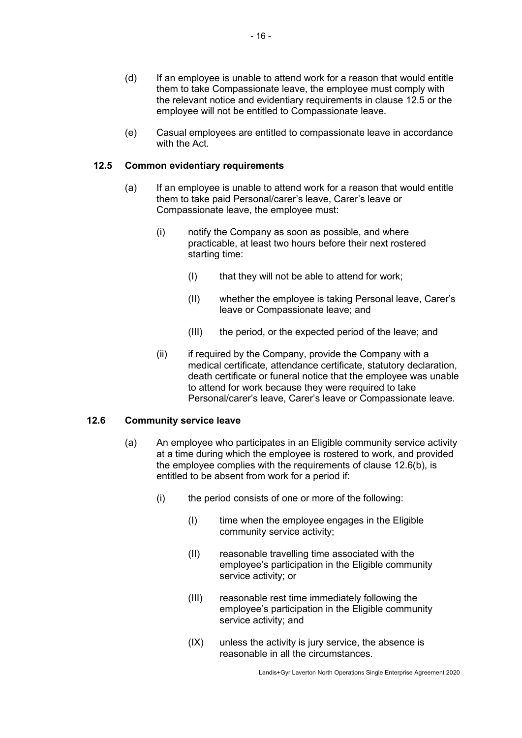(d) If an employee is unable to attend work for a reason that would entitle them to take Compassionate leave, the employee must comply with the relevant notice and evidentiary requirements in clause 12.5 or the employee will not be entitled to Compassionate leave.

(e) Casual employees are entitled to compassionate leave in accordance with the Act.

### 12.5 Common evidentiary requirements

(a) If an employee is unable to attend work for a reason that would entitle them to take paid Personal/carer's leave, Carer's leave or Compassionate leave, the employee must:

  (i) notify the Company as soon as possible, and where practicable, at least two hours before their next rostered starting time:

    (I) that they will not be able to attend for work;

    (II) whether the employee is taking Personal leave, Carer's leave or Compassionate leave; and

    (III) the period, or the expected period of the leave; and

  (ii) if required by the Company, provide the Company with a medical certificate, attendance certificate, statutory declaration, death certificate or funeral notice that the employee was unable to attend for work because they were required to take Personal/carer's leave, Carer's leave or Compassionate leave.

### 12.6 Community service leave

(a) An employee who participates in an Eligible community service activity at a time during which the employee is rostered to work, and provided the employee complies with the requirements of clause 12.6(b), is entitled to be absent from work for a period if:

  (i) the period consists of one or more of the following:

    (I) time when the employee engages in the Eligible community service activity;

    (II) reasonable travelling time associated with the employee's participation in the Eligible community service activity; or

    (III) reasonable rest time immediately following the employee's participation in the Eligible community service activity; and

    (IX) unless the activity is jury service, the absence is reasonable in all the circumstances.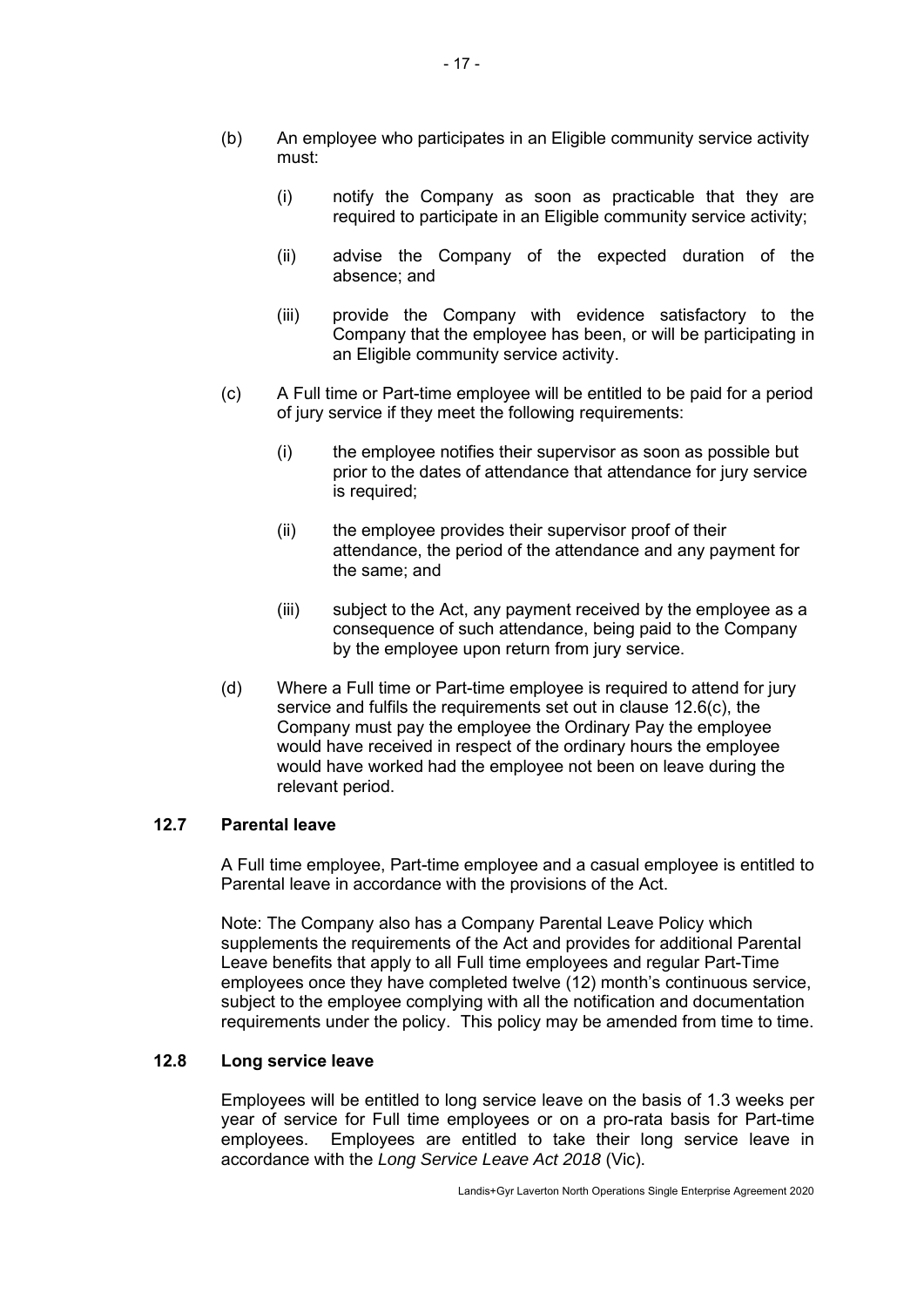(b) An employee who participates in an Eligible community service activity must:

(i) notify the Company as soon as practicable that they are required to participate in an Eligible community service activity;

(ii) advise the Company of the expected duration of the absence; and

(iii) provide the Company with evidence satisfactory to the Company that the employee has been, or will be participating in an Eligible community service activity.

(c) A Full time or Part-time employee will be entitled to be paid for a period of jury service if they meet the following requirements:

(i) the employee notifies their supervisor as soon as possible but prior to the dates of attendance that attendance for jury service is required;

(ii) the employee provides their supervisor proof of their attendance, the period of the attendance and any payment for the same; and

(iii) subject to the Act, any payment received by the employee as a consequence of such attendance, being paid to the Company by the employee upon return from jury service.

(d) Where a Full time or Part-time employee is required to attend for jury service and fulfils the requirements set out in clause 12.6(c), the Company must pay the employee the Ordinary Pay the employee would have received in respect of the ordinary hours the employee would have worked had the employee not been on leave during the relevant period.

### 12.7 Parental leave

A Full time employee, Part-time employee and a casual employee is entitled to Parental leave in accordance with the provisions of the Act.

Note: The Company also has a Company Parental Leave Policy which supplements the requirements of the Act and provides for additional Parental Leave benefits that apply to all Full time employees and regular Part-Time employees once they have completed twelve (12) month's continuous service, subject to the employee complying with all the notification and documentation requirements under the policy. This policy may be amended from time to time.

### 12.8 Long service leave

Employees will be entitled to long service leave on the basis of 1.3 weeks per year of service for Full time employees or on a pro-rata basis for Part-time employees. Employees are entitled to take their long service leave in accordance with the *Long Service Leave Act 2018* (Vic).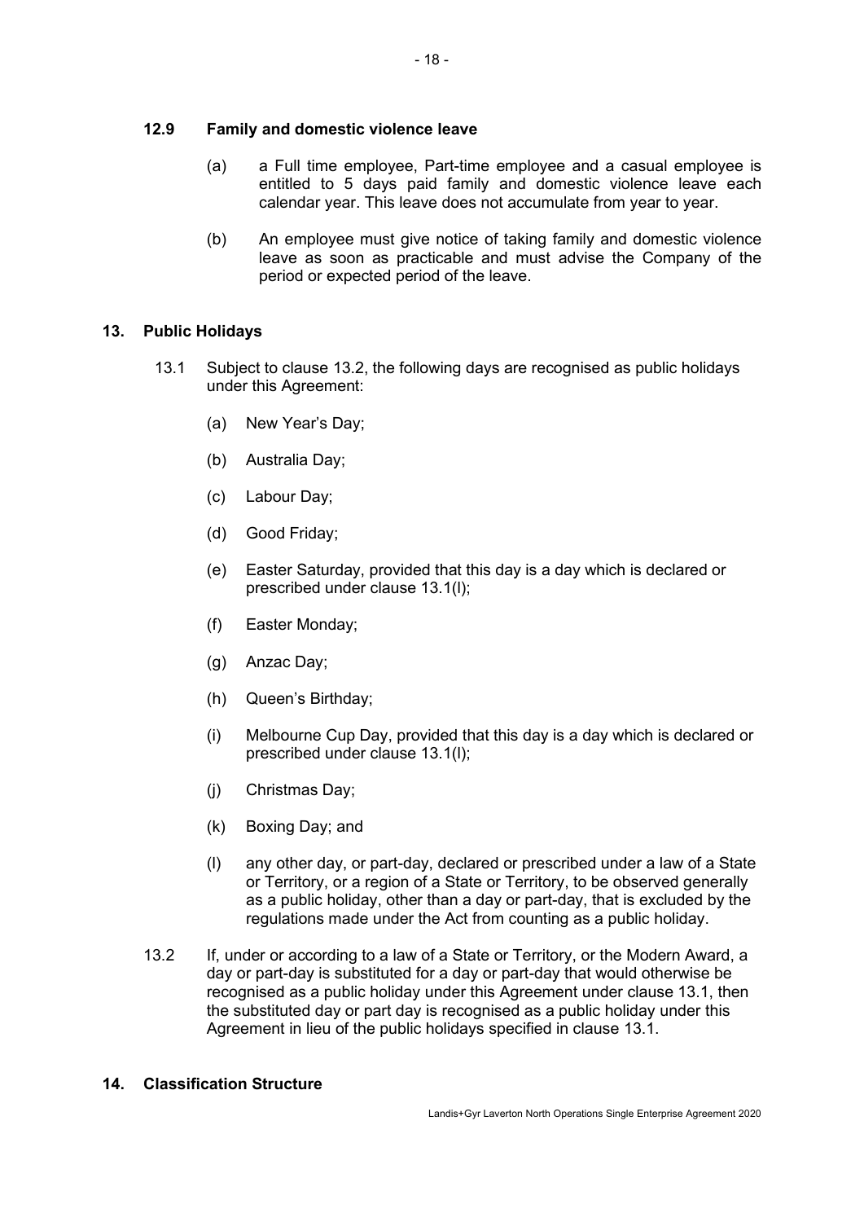### 12.9 Family and domestic violence leave

(a) a Full time employee, Part-time employee and a casual employee is entitled to 5 days paid family and domestic violence leave each calendar year. This leave does not accumulate from year to year.

(b) An employee must give notice of taking family and domestic violence leave as soon as practicable and must advise the Company of the period or expected period of the leave.

## 13. Public Holidays

13.1 Subject to clause 13.2, the following days are recognised as public holidays under this Agreement:

(a) New Year's Day;

(b) Australia Day;

(c) Labour Day;

(d) Good Friday;

(e) Easter Saturday, provided that this day is a day which is declared or prescribed under clause 13.1(l);

(f) Easter Monday;

(g) Anzac Day;

(h) Queen's Birthday;

(i) Melbourne Cup Day, provided that this day is a day which is declared or prescribed under clause 13.1(l);

(j) Christmas Day;

(k) Boxing Day; and

(l) any other day, or part-day, declared or prescribed under a law of a State or Territory, or a region of a State or Territory, to be observed generally as a public holiday, other than a day or part-day, that is excluded by the regulations made under the Act from counting as a public holiday.

13.2 If, under or according to a law of a State or Territory, or the Modern Award, a day or part-day is substituted for a day or part-day that would otherwise be recognised as a public holiday under this Agreement under clause 13.1, then the substituted day or part day is recognised as a public holiday under this Agreement in lieu of the public holidays specified in clause 13.1.

## 14. Classification Structure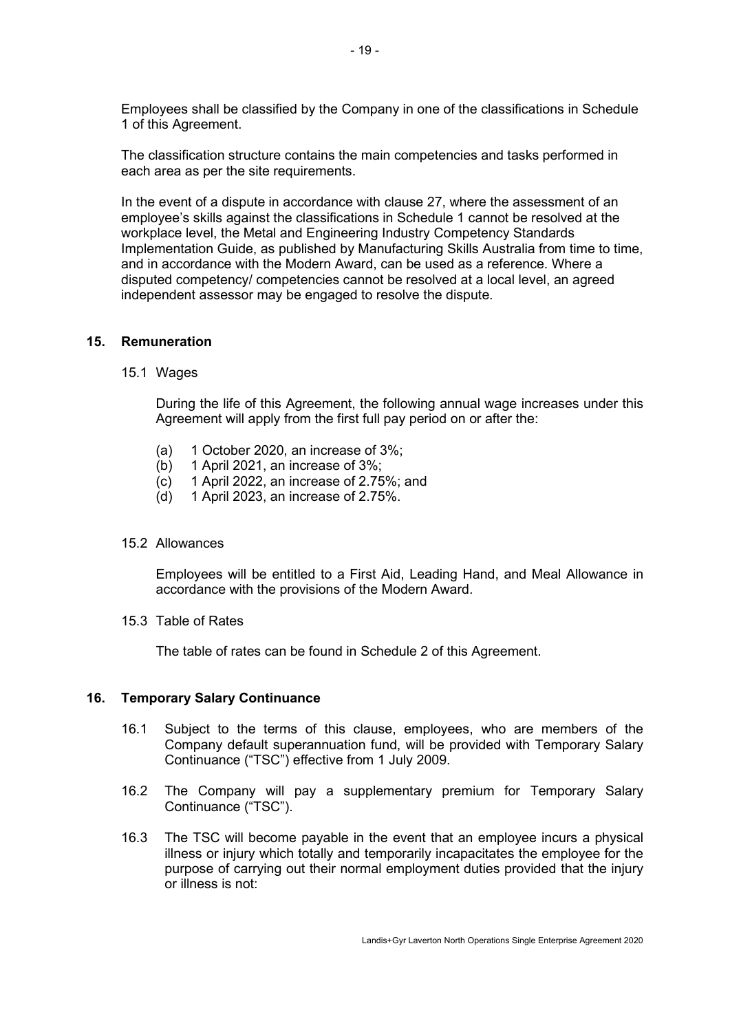Employees shall be classified by the Company in one of the classifications in Schedule 1 of this Agreement.

The classification structure contains the main competencies and tasks performed in each area as per the site requirements.

In the event of a dispute in accordance with clause 27, where the assessment of an employee's skills against the classifications in Schedule 1 cannot be resolved at the workplace level, the Metal and Engineering Industry Competency Standards Implementation Guide, as published by Manufacturing Skills Australia from time to time, and in accordance with the Modern Award, can be used as a reference. Where a disputed competency/ competencies cannot be resolved at a local level, an agreed independent assessor may be engaged to resolve the dispute.

## 15. Remuneration

### 15.1 Wages

During the life of this Agreement, the following annual wage increases under this Agreement will apply from the first full pay period on or after the:

(a) 1 October 2020, an increase of 3%;
(b) 1 April 2021, an increase of 3%;
(c) 1 April 2022, an increase of 2.75%; and
(d) 1 April 2023, an increase of 2.75%.

### 15.2 Allowances

Employees will be entitled to a First Aid, Leading Hand, and Meal Allowance in accordance with the provisions of the Modern Award.

### 15.3 Table of Rates

The table of rates can be found in Schedule 2 of this Agreement.

## 16. Temporary Salary Continuance

16.1 Subject to the terms of this clause, employees, who are members of the Company default superannuation fund, will be provided with Temporary Salary Continuance ("TSC") effective from 1 July 2009.

16.2 The Company will pay a supplementary premium for Temporary Salary Continuance ("TSC").

16.3 The TSC will become payable in the event that an employee incurs a physical illness or injury which totally and temporarily incapacitates the employee for the purpose of carrying out their normal employment duties provided that the injury or illness is not: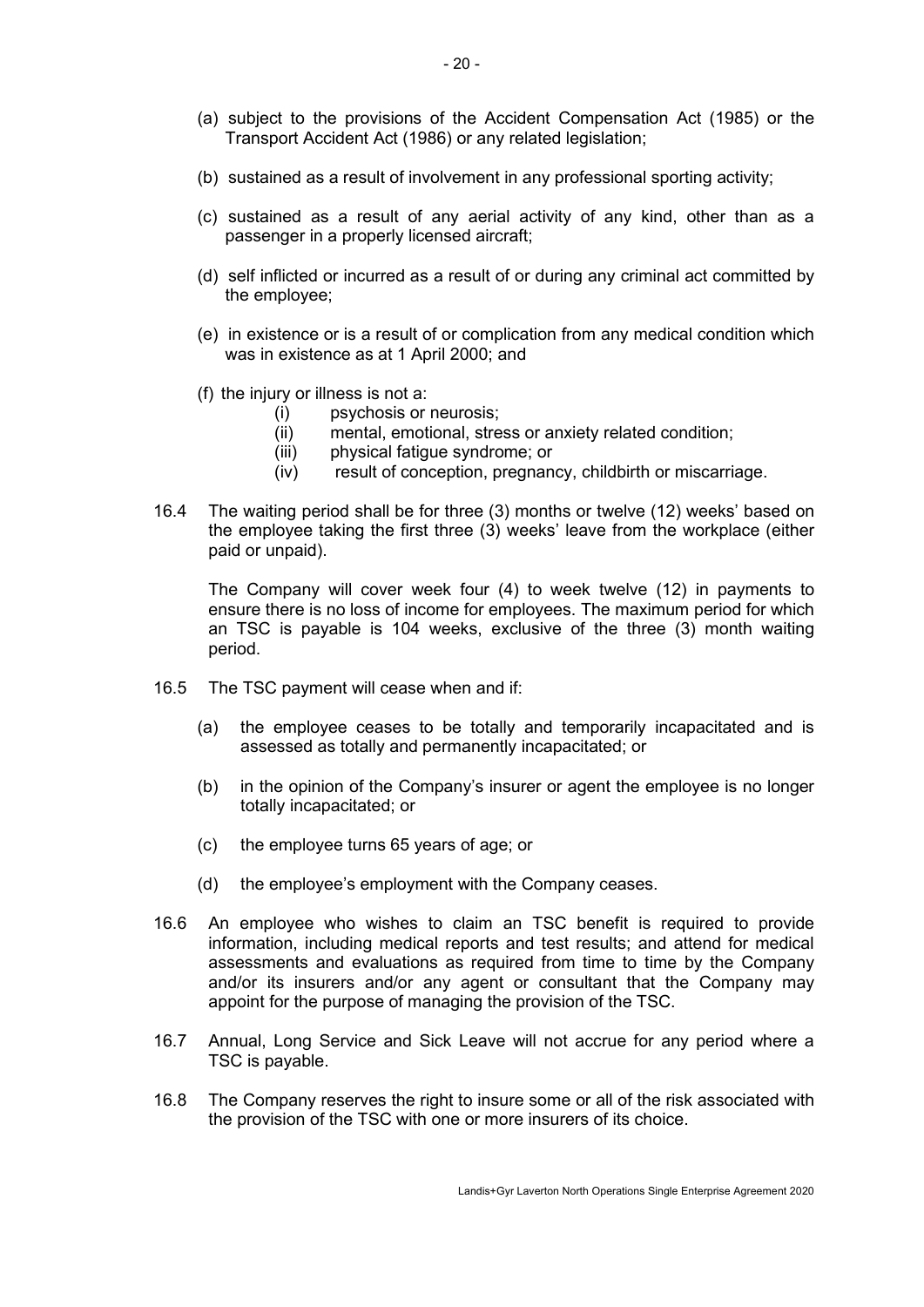(a) subject to the provisions of the Accident Compensation Act (1985) or the Transport Accident Act (1986) or any related legislation;

(b) sustained as a result of involvement in any professional sporting activity;

(c) sustained as a result of any aerial activity of any kind, other than as a passenger in a properly licensed aircraft;

(d) self inflicted or incurred as a result of or during any criminal act committed by the employee;

(e) in existence or is a result of or complication from any medical condition which was in existence as at 1 April 2000; and

(f) the injury or illness is not a:

(i) psychosis or neurosis;

(ii) mental, emotional, stress or anxiety related condition;

(iii) physical fatigue syndrome; or

(iv) result of conception, pregnancy, childbirth or miscarriage.

16.4 The waiting period shall be for three (3) months or twelve (12) weeks' based on the employee taking the first three (3) weeks' leave from the workplace (either paid or unpaid).

The Company will cover week four (4) to week twelve (12) in payments to ensure there is no loss of income for employees. The maximum period for which an TSC is payable is 104 weeks, exclusive of the three (3) month waiting period.

16.5 The TSC payment will cease when and if:

(a) the employee ceases to be totally and temporarily incapacitated and is assessed as totally and permanently incapacitated; or

(b) in the opinion of the Company's insurer or agent the employee is no longer totally incapacitated; or

(c) the employee turns 65 years of age; or

(d) the employee's employment with the Company ceases.

16.6 An employee who wishes to claim an TSC benefit is required to provide information, including medical reports and test results; and attend for medical assessments and evaluations as required from time to time by the Company and/or its insurers and/or any agent or consultant that the Company may appoint for the purpose of managing the provision of the TSC.

16.7 Annual, Long Service and Sick Leave will not accrue for any period where a TSC is payable.

16.8 The Company reserves the right to insure some or all of the risk associated with the provision of the TSC with one or more insurers of its choice.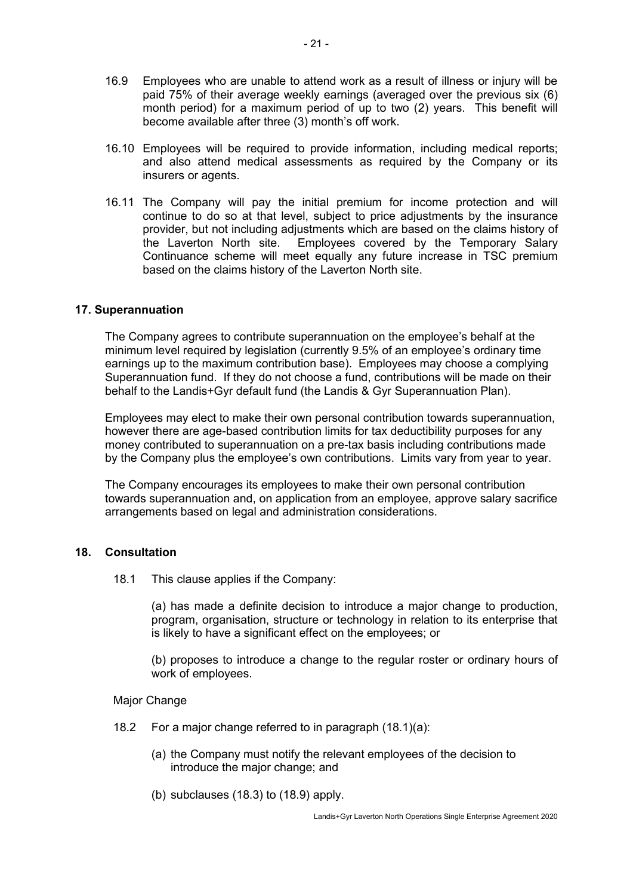16.9 Employees who are unable to attend work as a result of illness or injury will be paid 75% of their average weekly earnings (averaged over the previous six (6) month period) for a maximum period of up to two (2) years. This benefit will become available after three (3) month's off work.

16.10 Employees will be required to provide information, including medical reports; and also attend medical assessments as required by the Company or its insurers or agents.

16.11 The Company will pay the initial premium for income protection and will continue to do so at that level, subject to price adjustments by the insurance provider, but not including adjustments which are based on the claims history of the Laverton North site. Employees covered by the Temporary Salary Continuance scheme will meet equally any future increase in TSC premium based on the claims history of the Laverton North site.

## 17. Superannuation

The Company agrees to contribute superannuation on the employee's behalf at the minimum level required by legislation (currently 9.5% of an employee's ordinary time earnings up to the maximum contribution base). Employees may choose a complying Superannuation fund. If they do not choose a fund, contributions will be made on their behalf to the Landis+Gyr default fund (the Landis & Gyr Superannuation Plan).

Employees may elect to make their own personal contribution towards superannuation, however there are age-based contribution limits for tax deductibility purposes for any money contributed to superannuation on a pre-tax basis including contributions made by the Company plus the employee's own contributions. Limits vary from year to year.

The Company encourages its employees to make their own personal contribution towards superannuation and, on application from an employee, approve salary sacrifice arrangements based on legal and administration considerations.

## 18. Consultation

18.1 This clause applies if the Company:

(a) has made a definite decision to introduce a major change to production, program, organisation, structure or technology in relation to its enterprise that is likely to have a significant effect on the employees; or

(b) proposes to introduce a change to the regular roster or ordinary hours of work of employees.

Major Change

18.2 For a major change referred to in paragraph (18.1)(a):

(a) the Company must notify the relevant employees of the decision to introduce the major change; and

(b) subclauses (18.3) to (18.9) apply.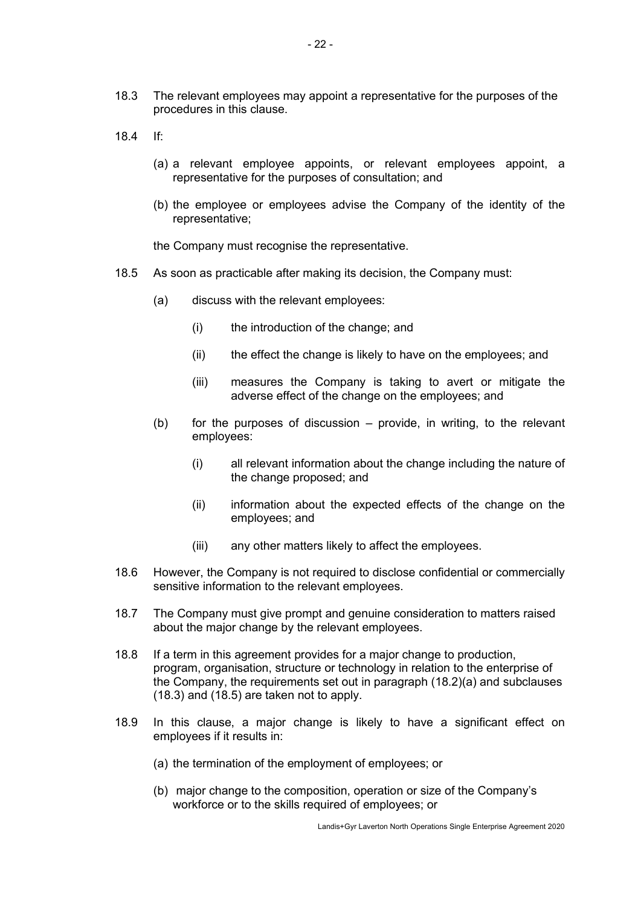18.3 The relevant employees may appoint a representative for the purposes of the procedures in this clause.

18.4 If:

(a) a relevant employee appoints, or relevant employees appoint, a representative for the purposes of consultation; and

(b) the employee or employees advise the Company of the identity of the representative;

the Company must recognise the representative.

18.5 As soon as practicable after making its decision, the Company must:

(a) discuss with the relevant employees:

(i) the introduction of the change; and

(ii) the effect the change is likely to have on the employees; and

(iii) measures the Company is taking to avert or mitigate the adverse effect of the change on the employees; and

(b) for the purposes of discussion – provide, in writing, to the relevant employees:

(i) all relevant information about the change including the nature of the change proposed; and

(ii) information about the expected effects of the change on the employees; and

(iii) any other matters likely to affect the employees.

18.6 However, the Company is not required to disclose confidential or commercially sensitive information to the relevant employees.

18.7 The Company must give prompt and genuine consideration to matters raised about the major change by the relevant employees.

18.8 If a term in this agreement provides for a major change to production, program, organisation, structure or technology in relation to the enterprise of the Company, the requirements set out in paragraph (18.2)(a) and subclauses (18.3) and (18.5) are taken not to apply.

18.9 In this clause, a major change is likely to have a significant effect on employees if it results in:

(a) the termination of the employment of employees; or

(b) major change to the composition, operation or size of the Company's workforce or to the skills required of employees; or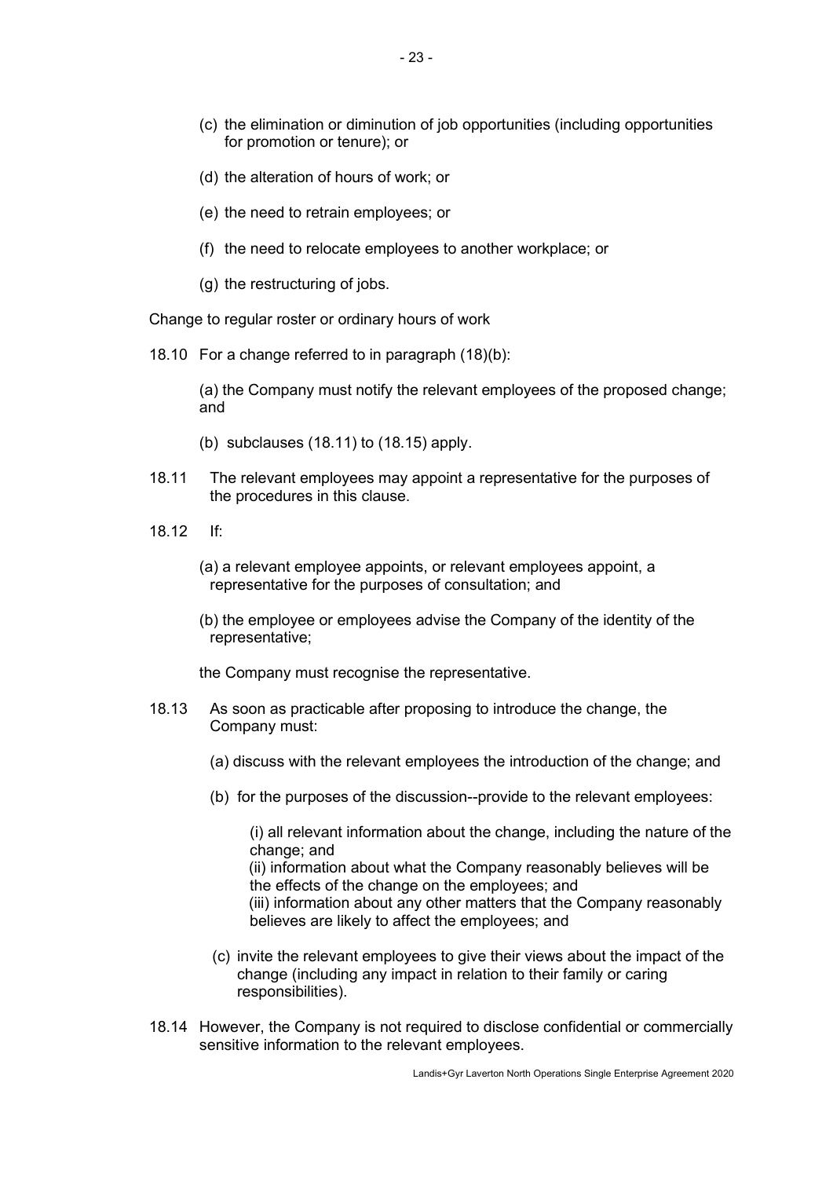(c) the elimination or diminution of job opportunities (including opportunities for promotion or tenure); or

(d) the alteration of hours of work; or

(e) the need to retrain employees; or

(f) the need to relocate employees to another workplace; or

(g) the restructuring of jobs.

Change to regular roster or ordinary hours of work

18.10 For a change referred to in paragraph (18)(b):

(a) the Company must notify the relevant employees of the proposed change; and

(b) subclauses (18.11) to (18.15) apply.

18.11 The relevant employees may appoint a representative for the purposes of the procedures in this clause.

18.12 If:

(a) a relevant employee appoints, or relevant employees appoint, a representative for the purposes of consultation; and

(b) the employee or employees advise the Company of the identity of the representative;

the Company must recognise the representative.

18.13 As soon as practicable after proposing to introduce the change, the Company must:

(a) discuss with the relevant employees the introduction of the change; and

(b) for the purposes of the discussion--provide to the relevant employees:

(i) all relevant information about the change, including the nature of the change; and
(ii) information about what the Company reasonably believes will be the effects of the change on the employees; and
(iii) information about any other matters that the Company reasonably believes are likely to affect the employees; and

(c) invite the relevant employees to give their views about the impact of the change (including any impact in relation to their family or caring responsibilities).

18.14 However, the Company is not required to disclose confidential or commercially sensitive information to the relevant employees.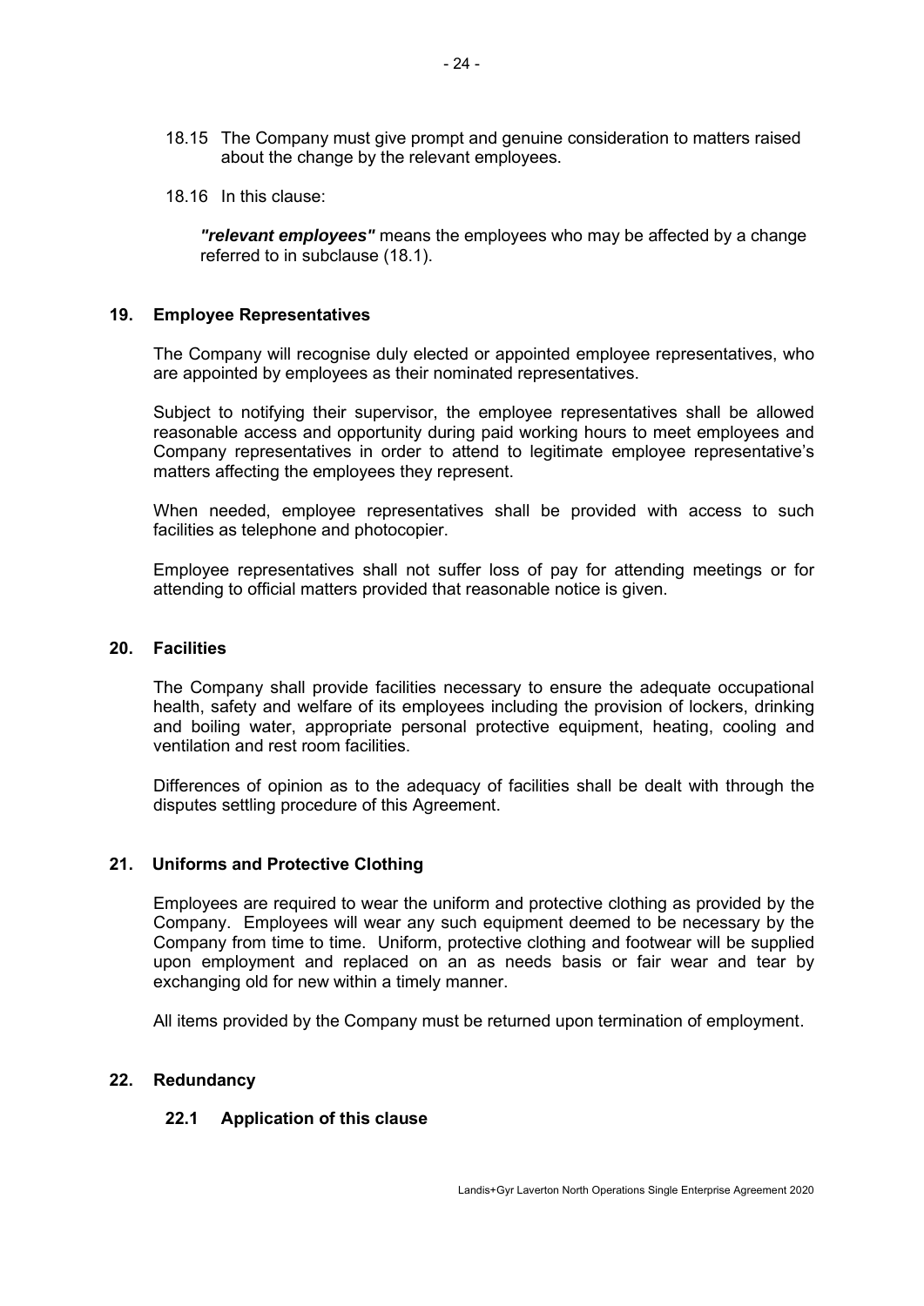18.15 The Company must give prompt and genuine consideration to matters raised about the change by the relevant employees.

18.16 In this clause:

***"relevant employees"*** means the employees who may be affected by a change referred to in subclause (18.1).

## 19. Employee Representatives

The Company will recognise duly elected or appointed employee representatives, who are appointed by employees as their nominated representatives.

Subject to notifying their supervisor, the employee representatives shall be allowed reasonable access and opportunity during paid working hours to meet employees and Company representatives in order to attend to legitimate employee representative's matters affecting the employees they represent.

When needed, employee representatives shall be provided with access to such facilities as telephone and photocopier.

Employee representatives shall not suffer loss of pay for attending meetings or for attending to official matters provided that reasonable notice is given.

## 20. Facilities

The Company shall provide facilities necessary to ensure the adequate occupational health, safety and welfare of its employees including the provision of lockers, drinking and boiling water, appropriate personal protective equipment, heating, cooling and ventilation and rest room facilities.

Differences of opinion as to the adequacy of facilities shall be dealt with through the disputes settling procedure of this Agreement.

## 21. Uniforms and Protective Clothing

Employees are required to wear the uniform and protective clothing as provided by the Company. Employees will wear any such equipment deemed to be necessary by the Company from time to time. Uniform, protective clothing and footwear will be supplied upon employment and replaced on an as needs basis or fair wear and tear by exchanging old for new within a timely manner.

All items provided by the Company must be returned upon termination of employment.

## 22. Redundancy

### 22.1 Application of this clause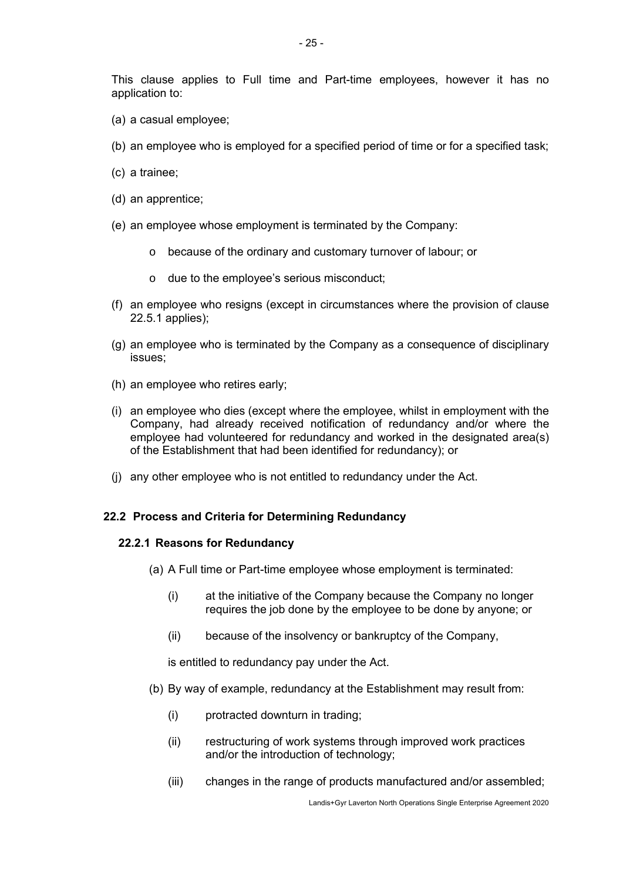This clause applies to Full time and Part-time employees, however it has no application to:

(a) a casual employee;

(b) an employee who is employed for a specified period of time or for a specified task;

(c) a trainee;

(d) an apprentice;

(e) an employee whose employment is terminated by the Company:

- o because of the ordinary and customary turnover of labour; or
- o due to the employee's serious misconduct;

(f) an employee who resigns (except in circumstances where the provision of clause 22.5.1 applies);

(g) an employee who is terminated by the Company as a consequence of disciplinary issues;

(h) an employee who retires early;

(i) an employee who dies (except where the employee, whilst in employment with the Company, had already received notification of redundancy and/or where the employee had volunteered for redundancy and worked in the designated area(s) of the Establishment that had been identified for redundancy); or

(j) any other employee who is not entitled to redundancy under the Act.

### 22.2 Process and Criteria for Determining Redundancy

#### 22.2.1 Reasons for Redundancy

(a) A Full time or Part-time employee whose employment is terminated:

(i) at the initiative of the Company because the Company no longer requires the job done by the employee to be done by anyone; or

(ii) because of the insolvency or bankruptcy of the Company,

is entitled to redundancy pay under the Act.

(b) By way of example, redundancy at the Establishment may result from:

(i) protracted downturn in trading;

(ii) restructuring of work systems through improved work practices and/or the introduction of technology;

(iii) changes in the range of products manufactured and/or assembled;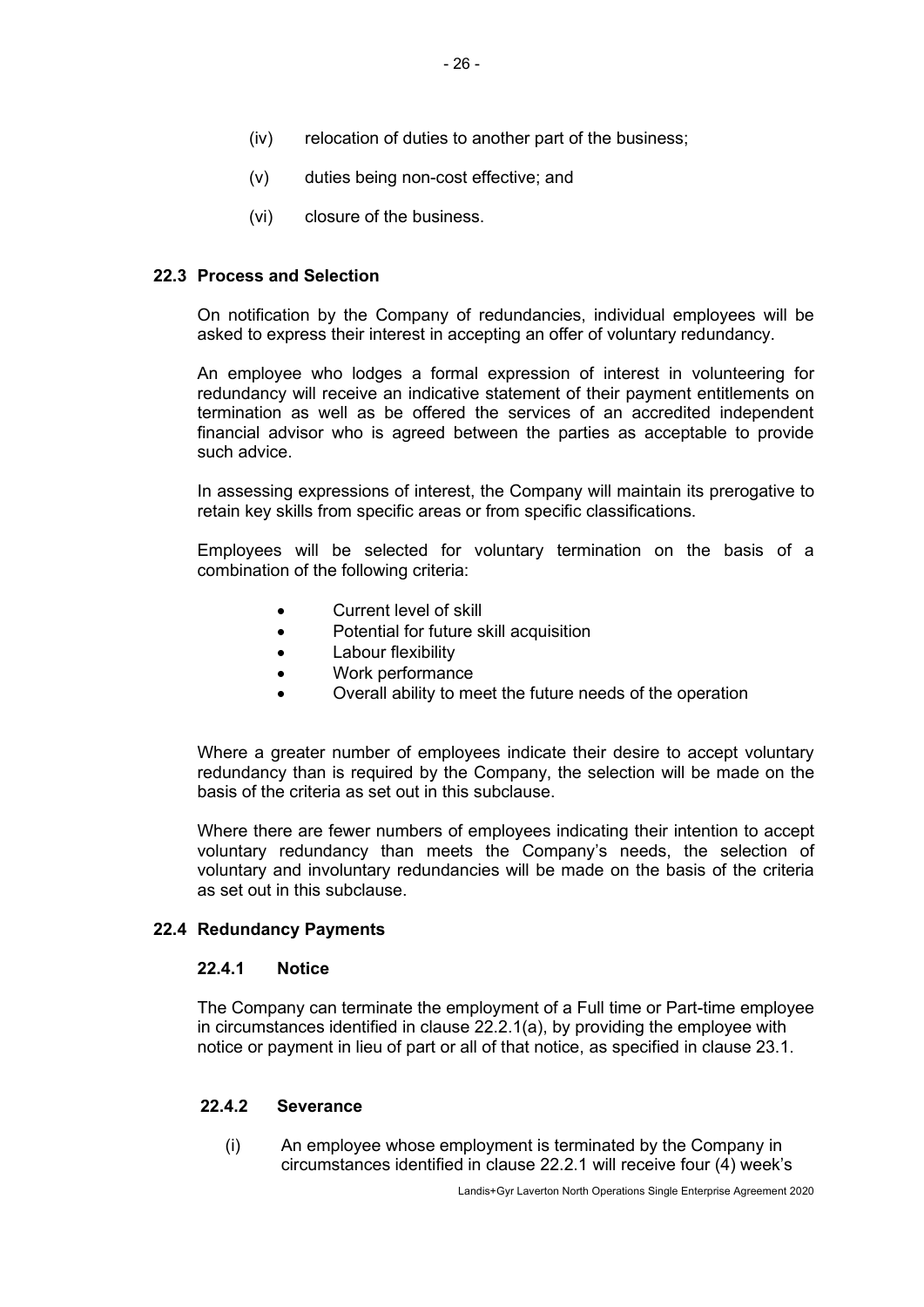(iv) relocation of duties to another part of the business;

(v) duties being non-cost effective; and

(vi) closure of the business.

### 22.3 Process and Selection

On notification by the Company of redundancies, individual employees will be asked to express their interest in accepting an offer of voluntary redundancy.

An employee who lodges a formal expression of interest in volunteering for redundancy will receive an indicative statement of their payment entitlements on termination as well as be offered the services of an accredited independent financial advisor who is agreed between the parties as acceptable to provide such advice.

In assessing expressions of interest, the Company will maintain its prerogative to retain key skills from specific areas or from specific classifications.

Employees will be selected for voluntary termination on the basis of a combination of the following criteria:

- Current level of skill
- Potential for future skill acquisition
- Labour flexibility
- Work performance
- Overall ability to meet the future needs of the operation

Where a greater number of employees indicate their desire to accept voluntary redundancy than is required by the Company, the selection will be made on the basis of the criteria as set out in this subclause.

Where there are fewer numbers of employees indicating their intention to accept voluntary redundancy than meets the Company's needs, the selection of voluntary and involuntary redundancies will be made on the basis of the criteria as set out in this subclause.

### 22.4 Redundancy Payments

#### 22.4.1 Notice

The Company can terminate the employment of a Full time or Part-time employee in circumstances identified in clause 22.2.1(a), by providing the employee with notice or payment in lieu of part or all of that notice, as specified in clause 23.1.

#### 22.4.2 Severance

(i) An employee whose employment is terminated by the Company in circumstances identified in clause 22.2.1 will receive four (4) week's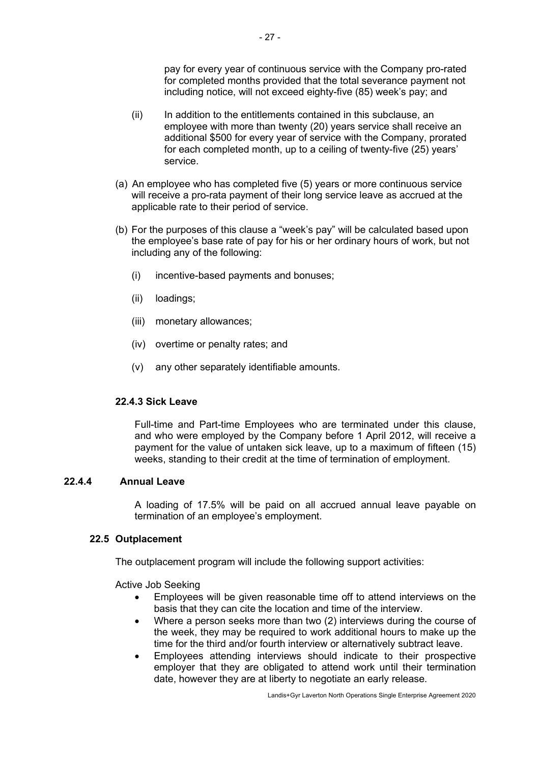pay for every year of continuous service with the Company pro-rated for completed months provided that the total severance payment not including notice, will not exceed eighty-five (85) week's pay; and

(ii) In addition to the entitlements contained in this subclause, an employee with more than twenty (20) years service shall receive an additional $500 for every year of service with the Company, prorated for each completed month, up to a ceiling of twenty-five (25) years' service.

(a) An employee who has completed five (5) years or more continuous service will receive a pro-rata payment of their long service leave as accrued at the applicable rate to their period of service.

(b) For the purposes of this clause a "week's pay" will be calculated based upon the employee's base rate of pay for his or her ordinary hours of work, but not including any of the following:

(i) incentive-based payments and bonuses;

(ii) loadings;

(iii) monetary allowances;

(iv) overtime or penalty rates; and

(v) any other separately identifiable amounts.

#### 22.4.3 Sick Leave

Full-time and Part-time Employees who are terminated under this clause, and who were employed by the Company before 1 April 2012, will receive a payment for the value of untaken sick leave, up to a maximum of fifteen (15) weeks, standing to their credit at the time of termination of employment.

#### 22.4.4 Annual Leave

A loading of 17.5% will be paid on all accrued annual leave payable on termination of an employee's employment.

### 22.5 Outplacement

The outplacement program will include the following support activities:

Active Job Seeking

- Employees will be given reasonable time off to attend interviews on the basis that they can cite the location and time of the interview.
- Where a person seeks more than two (2) interviews during the course of the week, they may be required to work additional hours to make up the time for the third and/or fourth interview or alternatively subtract leave.
- Employees attending interviews should indicate to their prospective employer that they are obligated to attend work until their termination date, however they are at liberty to negotiate an early release.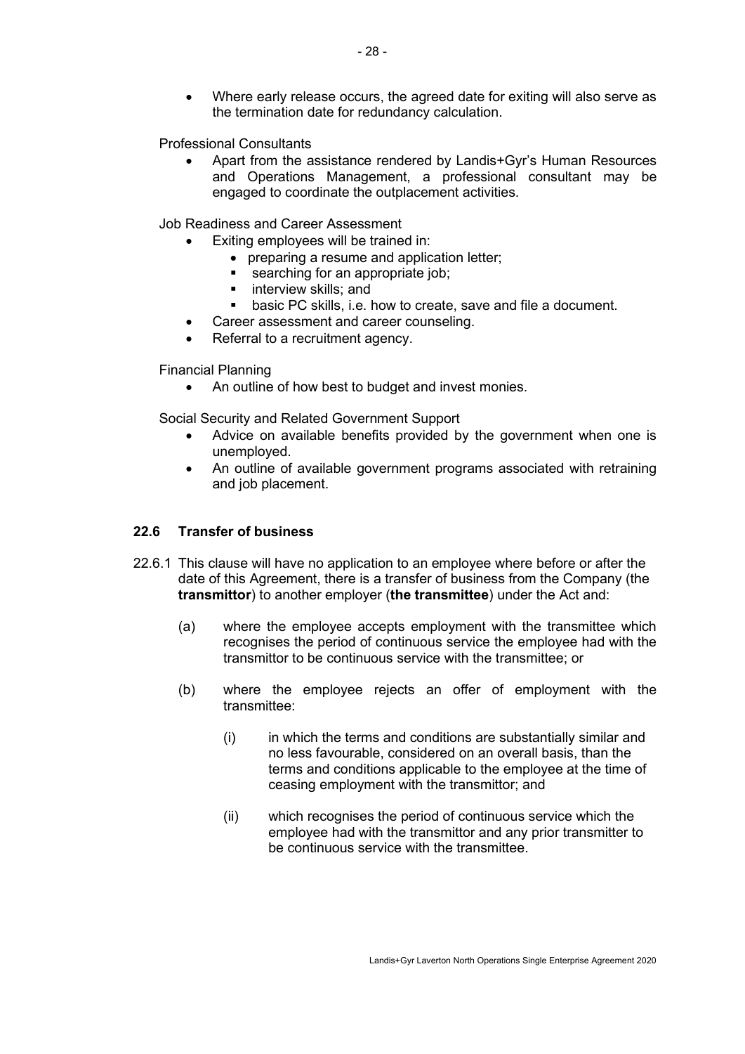- Where early release occurs, the agreed date for exiting will also serve as the termination date for redundancy calculation.

Professional Consultants

- Apart from the assistance rendered by Landis+Gyr's Human Resources and Operations Management, a professional consultant may be engaged to coordinate the outplacement activities.

Job Readiness and Career Assessment

- Exiting employees will be trained in:
  - preparing a resume and application letter;
  - searching for an appropriate job;
  - interview skills; and
  - basic PC skills, i.e. how to create, save and file a document.
- Career assessment and career counseling.
- Referral to a recruitment agency.

Financial Planning

- An outline of how best to budget and invest monies.

Social Security and Related Government Support

- Advice on available benefits provided by the government when one is unemployed.
- An outline of available government programs associated with retraining and job placement.

### 22.6 Transfer of business

22.6.1 This clause will have no application to an employee where before or after the date of this Agreement, there is a transfer of business from the Company (the **transmittor**) to another employer (**the transmittee**) under the Act and:

(a) where the employee accepts employment with the transmittee which recognises the period of continuous service the employee had with the transmittor to be continuous service with the transmittee; or

(b) where the employee rejects an offer of employment with the transmittee:

(i) in which the terms and conditions are substantially similar and no less favourable, considered on an overall basis, than the terms and conditions applicable to the employee at the time of ceasing employment with the transmittor; and

(ii) which recognises the period of continuous service which the employee had with the transmittor and any prior transmitter to be continuous service with the transmittee.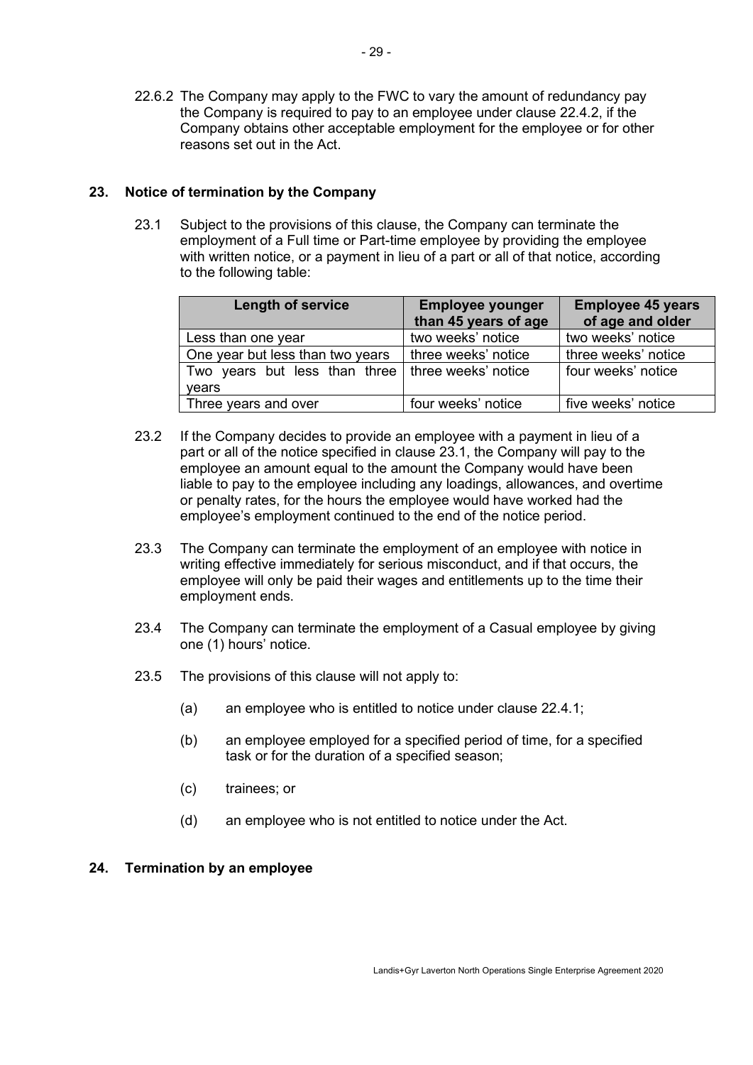22.6.2 The Company may apply to the FWC to vary the amount of redundancy pay the Company is required to pay to an employee under clause 22.4.2, if the Company obtains other acceptable employment for the employee or for other reasons set out in the Act.

## 23. Notice of termination by the Company

23.1 Subject to the provisions of this clause, the Company can terminate the employment of a Full time or Part-time employee by providing the employee with written notice, or a payment in lieu of a part or all of that notice, according to the following table:

| Length of service | Employee younger than 45 years of age | Employee 45 years of age and older |
|---|---|---|
| Less than one year | two weeks' notice | two weeks' notice |
| One year but less than two years | three weeks' notice | three weeks' notice |
| Two years but less than three years | three weeks' notice | four weeks' notice |
| Three years and over | four weeks' notice | five weeks' notice |

23.2 If the Company decides to provide an employee with a payment in lieu of a part or all of the notice specified in clause 23.1, the Company will pay to the employee an amount equal to the amount the Company would have been liable to pay to the employee including any loadings, allowances, and overtime or penalty rates, for the hours the employee would have worked had the employee's employment continued to the end of the notice period.

23.3 The Company can terminate the employment of an employee with notice in writing effective immediately for serious misconduct, and if that occurs, the employee will only be paid their wages and entitlements up to the time their employment ends.

23.4 The Company can terminate the employment of a Casual employee by giving one (1) hours' notice.

23.5 The provisions of this clause will not apply to:

(a) an employee who is entitled to notice under clause 22.4.1;

(b) an employee employed for a specified period of time, for a specified task or for the duration of a specified season;

(c) trainees; or

(d) an employee who is not entitled to notice under the Act.

## 24. Termination by an employee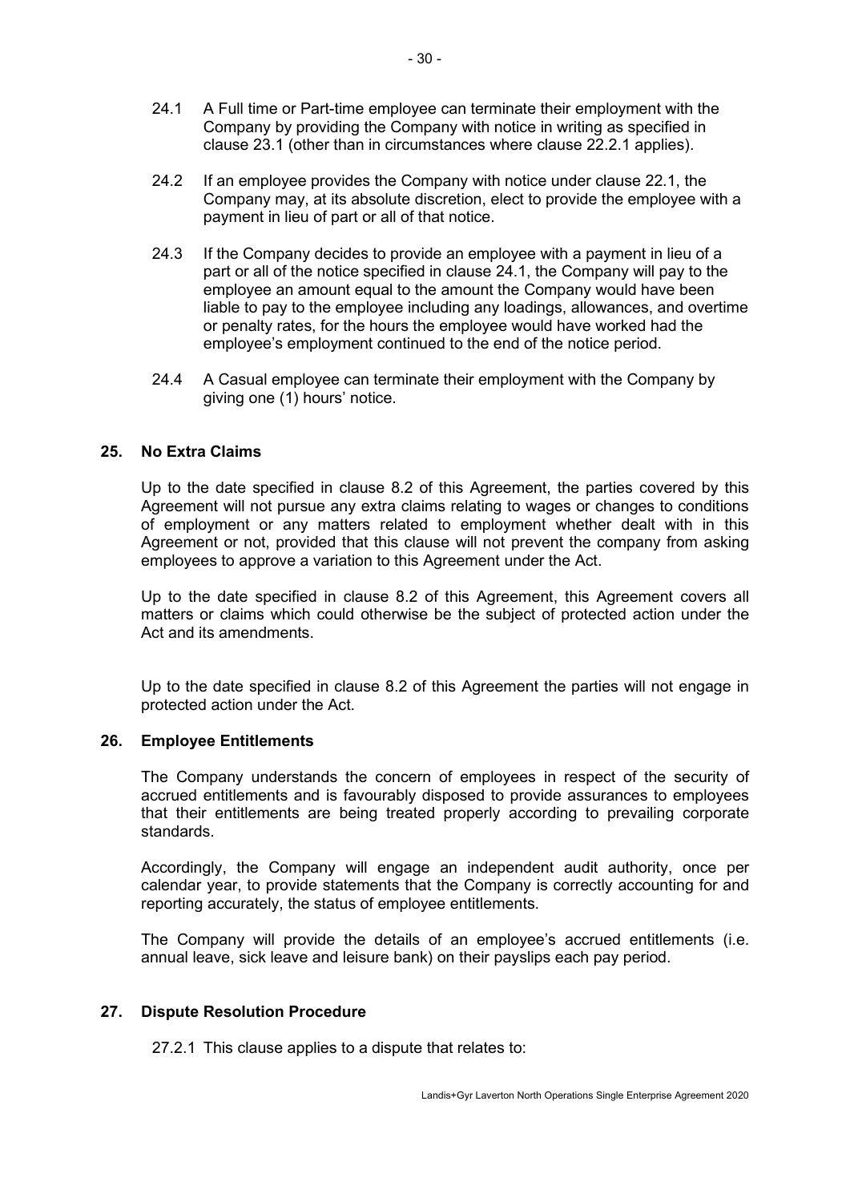24.1 A Full time or Part-time employee can terminate their employment with the Company by providing the Company with notice in writing as specified in clause 23.1 (other than in circumstances where clause 22.2.1 applies).

24.2 If an employee provides the Company with notice under clause 22.1, the Company may, at its absolute discretion, elect to provide the employee with a payment in lieu of part or all of that notice.

24.3 If the Company decides to provide an employee with a payment in lieu of a part or all of the notice specified in clause 24.1, the Company will pay to the employee an amount equal to the amount the Company would have been liable to pay to the employee including any loadings, allowances, and overtime or penalty rates, for the hours the employee would have worked had the employee's employment continued to the end of the notice period.

24.4 A Casual employee can terminate their employment with the Company by giving one (1) hours' notice.

## 25. No Extra Claims

Up to the date specified in clause 8.2 of this Agreement, the parties covered by this Agreement will not pursue any extra claims relating to wages or changes to conditions of employment or any matters related to employment whether dealt with in this Agreement or not, provided that this clause will not prevent the company from asking employees to approve a variation to this Agreement under the Act.

Up to the date specified in clause 8.2 of this Agreement, this Agreement covers all matters or claims which could otherwise be the subject of protected action under the Act and its amendments.

Up to the date specified in clause 8.2 of this Agreement the parties will not engage in protected action under the Act.

## 26. Employee Entitlements

The Company understands the concern of employees in respect of the security of accrued entitlements and is favourably disposed to provide assurances to employees that their entitlements are being treated properly according to prevailing corporate standards.

Accordingly, the Company will engage an independent audit authority, once per calendar year, to provide statements that the Company is correctly accounting for and reporting accurately, the status of employee entitlements.

The Company will provide the details of an employee's accrued entitlements (i.e. annual leave, sick leave and leisure bank) on their payslips each pay period.

## 27. Dispute Resolution Procedure

27.2.1 This clause applies to a dispute that relates to: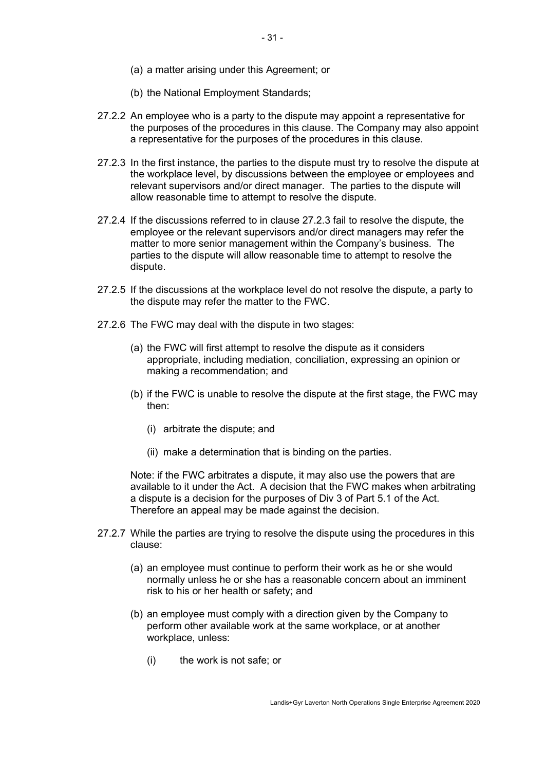(a) a matter arising under this Agreement; or

(b) the National Employment Standards;

27.2.2 An employee who is a party to the dispute may appoint a representative for the purposes of the procedures in this clause. The Company may also appoint a representative for the purposes of the procedures in this clause.

27.2.3 In the first instance, the parties to the dispute must try to resolve the dispute at the workplace level, by discussions between the employee or employees and relevant supervisors and/or direct manager. The parties to the dispute will allow reasonable time to attempt to resolve the dispute.

27.2.4 If the discussions referred to in clause 27.2.3 fail to resolve the dispute, the employee or the relevant supervisors and/or direct managers may refer the matter to more senior management within the Company's business. The parties to the dispute will allow reasonable time to attempt to resolve the dispute.

27.2.5 If the discussions at the workplace level do not resolve the dispute, a party to the dispute may refer the matter to the FWC.

27.2.6 The FWC may deal with the dispute in two stages:

(a) the FWC will first attempt to resolve the dispute as it considers appropriate, including mediation, conciliation, expressing an opinion or making a recommendation; and

(b) if the FWC is unable to resolve the dispute at the first stage, the FWC may then:

(i) arbitrate the dispute; and

(ii) make a determination that is binding on the parties.

Note: if the FWC arbitrates a dispute, it may also use the powers that are available to it under the Act. A decision that the FWC makes when arbitrating a dispute is a decision for the purposes of Div 3 of Part 5.1 of the Act. Therefore an appeal may be made against the decision.

27.2.7 While the parties are trying to resolve the dispute using the procedures in this clause:

(a) an employee must continue to perform their work as he or she would normally unless he or she has a reasonable concern about an imminent risk to his or her health or safety; and

(b) an employee must comply with a direction given by the Company to perform other available work at the same workplace, or at another workplace, unless:

(i) the work is not safe; or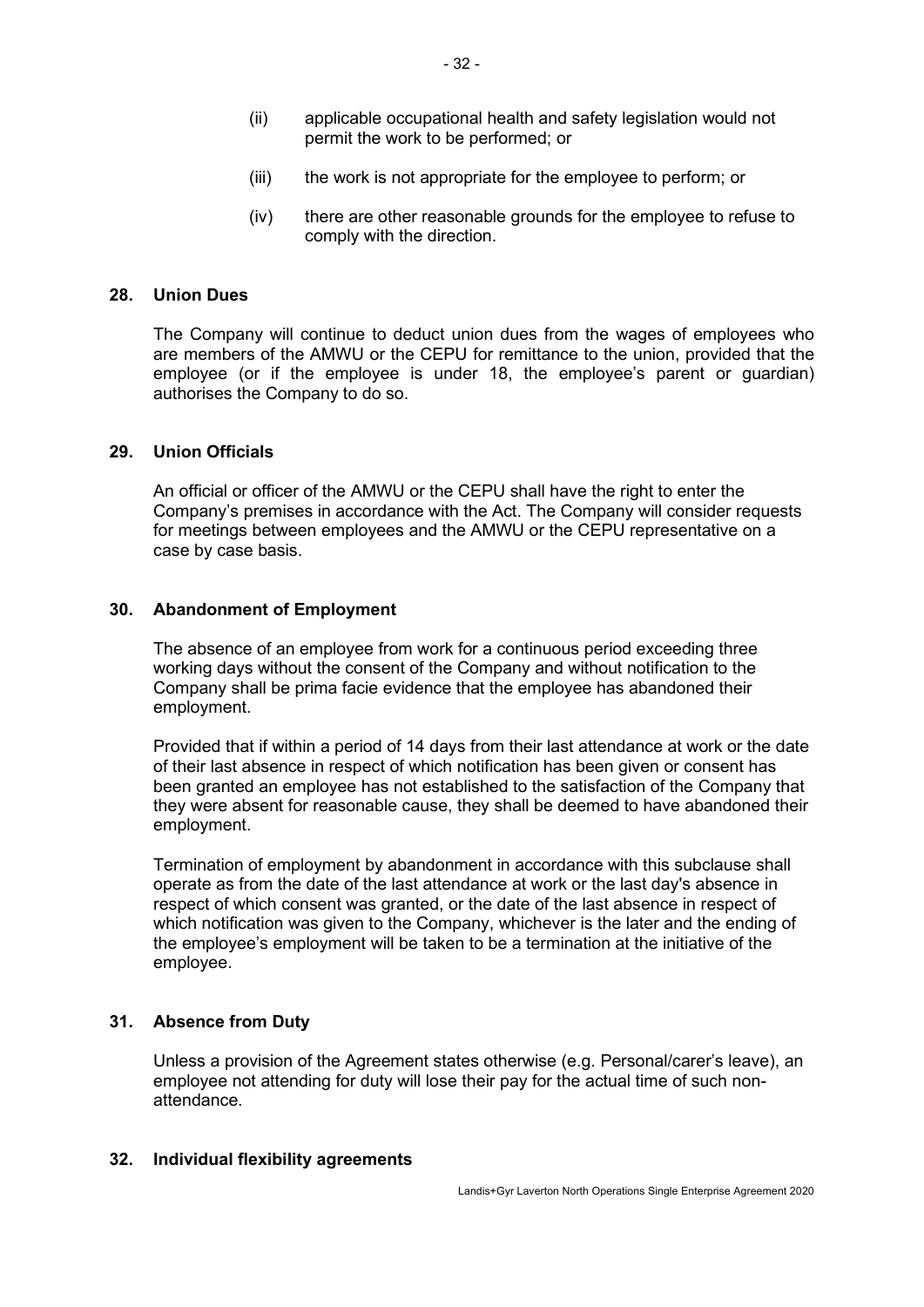(ii) applicable occupational health and safety legislation would not permit the work to be performed; or

(iii) the work is not appropriate for the employee to perform; or

(iv) there are other reasonable grounds for the employee to refuse to comply with the direction.

## 28. Union Dues

The Company will continue to deduct union dues from the wages of employees who are members of the AMWU or the CEPU for remittance to the union, provided that the employee (or if the employee is under 18, the employee's parent or guardian) authorises the Company to do so.

## 29. Union Officials

An official or officer of the AMWU or the CEPU shall have the right to enter the Company's premises in accordance with the Act. The Company will consider requests for meetings between employees and the AMWU or the CEPU representative on a case by case basis.

## 30. Abandonment of Employment

The absence of an employee from work for a continuous period exceeding three working days without the consent of the Company and without notification to the Company shall be prima facie evidence that the employee has abandoned their employment.

Provided that if within a period of 14 days from their last attendance at work or the date of their last absence in respect of which notification has been given or consent has been granted an employee has not established to the satisfaction of the Company that they were absent for reasonable cause, they shall be deemed to have abandoned their employment.

Termination of employment by abandonment in accordance with this subclause shall operate as from the date of the last attendance at work or the last day's absence in respect of which consent was granted, or the date of the last absence in respect of which notification was given to the Company, whichever is the later and the ending of the employee's employment will be taken to be a termination at the initiative of the employee.

## 31. Absence from Duty

Unless a provision of the Agreement states otherwise (e.g. Personal/carer's leave), an employee not attending for duty will lose their pay for the actual time of such non-attendance.

## 32. Individual flexibility agreements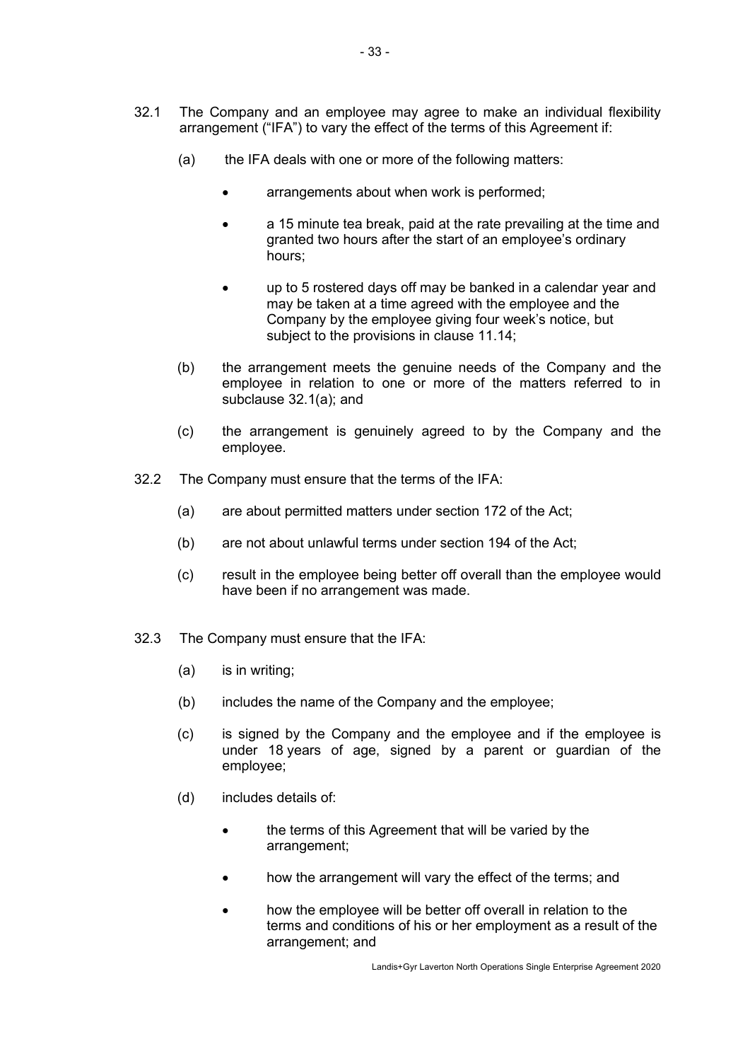32.1 The Company and an employee may agree to make an individual flexibility arrangement ("IFA") to vary the effect of the terms of this Agreement if:

   (a) the IFA deals with one or more of the following matters:

   - arrangements about when work is performed;
   - a 15 minute tea break, paid at the rate prevailing at the time and granted two hours after the start of an employee's ordinary hours;
   - up to 5 rostered days off may be banked in a calendar year and may be taken at a time agreed with the employee and the Company by the employee giving four week's notice, but subject to the provisions in clause 11.14;

   (b) the arrangement meets the genuine needs of the Company and the employee in relation to one or more of the matters referred to in subclause 32.1(a); and

   (c) the arrangement is genuinely agreed to by the Company and the employee.

32.2 The Company must ensure that the terms of the IFA:

   (a) are about permitted matters under section 172 of the Act;

   (b) are not about unlawful terms under section 194 of the Act;

   (c) result in the employee being better off overall than the employee would have been if no arrangement was made.

32.3 The Company must ensure that the IFA:

   (a) is in writing;

   (b) includes the name of the Company and the employee;

   (c) is signed by the Company and the employee and if the employee is under 18 years of age, signed by a parent or guardian of the employee;

   (d) includes details of:

   - the terms of this Agreement that will be varied by the arrangement;
   - how the arrangement will vary the effect of the terms; and
   - how the employee will be better off overall in relation to the terms and conditions of his or her employment as a result of the arrangement; and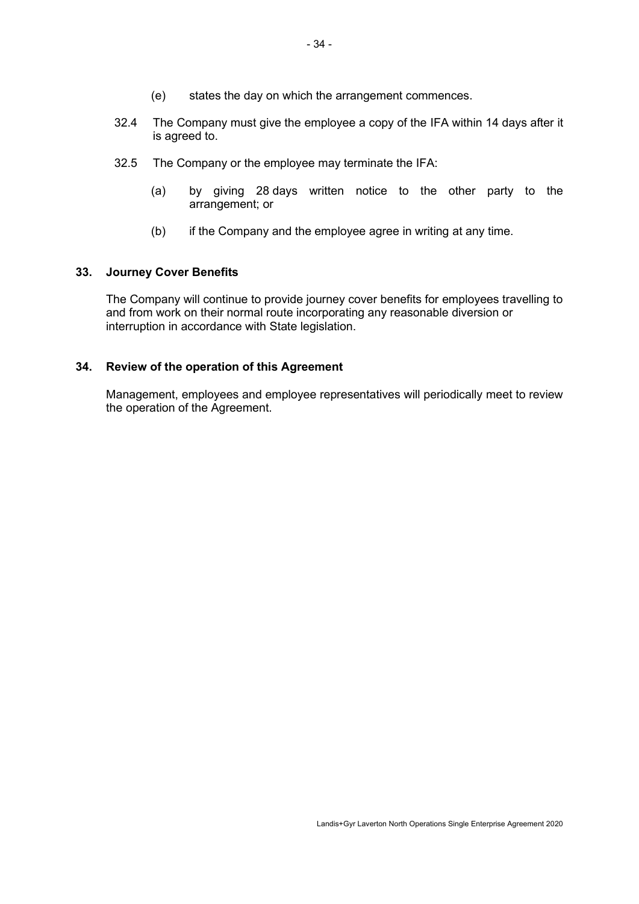(e) states the day on which the arrangement commences.

32.4 The Company must give the employee a copy of the IFA within 14 days after it is agreed to.

32.5 The Company or the employee may terminate the IFA:

(a) by giving 28 days written notice to the other party to the arrangement; or

(b) if the Company and the employee agree in writing at any time.

## 33. Journey Cover Benefits

The Company will continue to provide journey cover benefits for employees travelling to and from work on their normal route incorporating any reasonable diversion or interruption in accordance with State legislation.

## 34. Review of the operation of this Agreement

Management, employees and employee representatives will periodically meet to review the operation of the Agreement.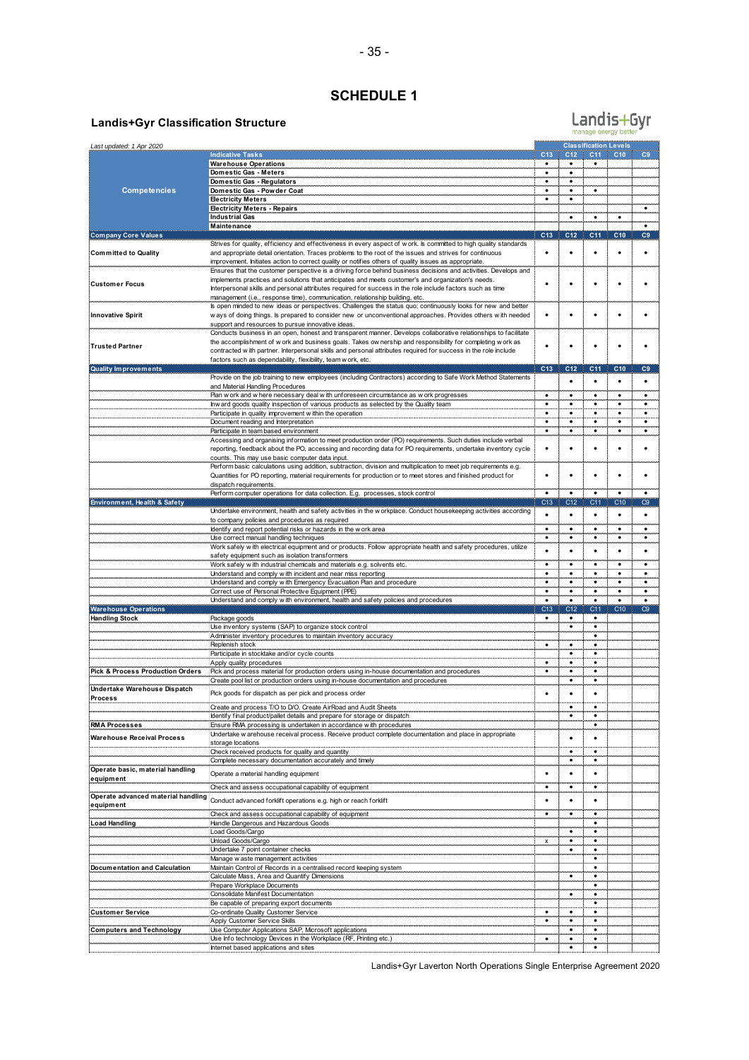# SCHEDULE 1

## Landis+Gyr Classification Structure

Landis+Gyr
manage energy better

*Last updated: 1 Apr 2020*

| | Indicative Tasks | C13 | C12 | C11 | C10 | C9 |
|---|---|---|---|---|---|---|
| **Competencies** | **Warehouse Operations** | • | • | • | | |
| | **Domestic Gas - Meters** | • | • | | | |
| | **Domestic Gas - Regulators** | • | • | | | |
| | **Domestic Gas - Powder Coat** | • | • | • | | |
| | **Electricity Meters** | • | • | | | |
| | **Electricity Meters - Repairs** | | | | | • |
| | **Industrial Gas** | | • | • | • | |
| | **Maintenance** | | | | | • |
| **Company Core Values** | | C13 | C12 | C11 | C10 | C9 |
| **Committed to Quality** | Strives for quality, efficiency and effectiveness in every aspect of work. Is committed to high quality standards and appropriate detail orientation. Traces problems to the root of the issues and strives for continuous improvement. Initiates action to correct quality or notifies others of quality issues as appropriate. | • | • | • | • | • |
| **Customer Focus** | Ensures that the customer perspective is a driving force behind business decisions and activities. Develops and implements practices and solutions that anticipates and meets customer's and organization's needs. Interpersonal skills and personal attributes required for success in the role include factors such as time management (i.e., response time), communication, relationship building, etc. | • | • | • | • | • |
| **Innovative Spirit** | Is open minded to new ideas or perspectives. Challenges the status quo; continuously looks for new and better ways of doing things. Is prepared to consider new or unconventional approaches. Provides others with needed support and resources to pursue innovative ideas. | • | • | • | • | • |
| **Trusted Partner** | Conducts business in an open, honest and transparent manner. Develops collaborative relationships to facilitate the accomplishment of work and business goals. Takes ownership and responsibility for completing work as contracted with partner. Interpersonal skills and personal attributes required for success in the role include factors such as dependability, flexibility, team work, etc. | • | • | • | • | • |
| **Quality Improvements** | | C13 | C12 | C11 | C10 | C9 |
| | Provide on the job training to new employees (including Contractors) according to Safe Work Method Statements and Material Handling Procedures | | • | • | • | • |
| | Plan work and where necessary deal with unforeseen circumstance as work progresses | • | • | • | • | • |
| | Inward goods quality inspection of various products as selected by the Quality team | • | • | • | • | • |
| | Participate in quality improvement within the operation | • | • | • | • | • |
| | Document reading and interpretation | • | • | • | • | • |
| | Participate in team based environment | • | • | • | • | • |
| | Accessing and organising information to meet production order (PO) requirements. Such duties include verbal reporting, feedback about the PO, accessing and recording data for PO requirements, undertake inventory cycle counts. This may use basic computer data input. | • | • | • | • | • |
| | Perform basic calculations using addition, subtraction, division and multiplication to meet job requirements e.g. Quantities for PO reporting, material requirements for production or to meet stores and finished product for dispatch requirements | • | • | • | • | • |
| | Perform computer operations for data collection. E.g. processes, stock control | • | • | • | • | • |
| **Environment, Health & Safety** | | C13 | C12 | C11 | C10 | C9 |
| | Undertake environment, health and safety activities in the workplace. Conduct housekeeping activities according to company policies and procedures as required | • | • | • | • | • |
| | Identify and report potential risks or hazards in the work area | • | • | • | • | • |
| | Use correct manual handling techniques | • | • | • | • | • |
| | Work safely with electrical equipment and or products. Follow appropriate health and safety procedures, utilize safety equipment such as isolation transformers | • | • | • | • | • |
| | Work safely with industrial chemicals and materials e.g. solvents etc. | • | • | • | • | • |
| | Understand and comply with incident and near miss reporting | • | • | • | • | • |
| | Understand and comply with Emergency Evacuation Plan and procedure | • | • | • | • | • |
| | Correct use of Personal Protective Equipment (PPE) | • | • | • | • | • |
| | Understand and comply with environment, health and safety policies and procedures | • | • | • | • | • |
| **Warehouse Operations** | | C13 | C12 | C11 | C10 | C9 |
| **Handling Stock** | Package goods | • | • | • | | |
| | Use inventory systems (SAP) to organize stock control | | • | • | | |
| | Administer inventory procedures to maintain inventory accuracy | | | • | | |
| | Replenish stock | • | • | • | | |
| | Participate in stocktake and/or cycle counts | | • | • | | |
| | Apply quality procedures | • | • | • | | |
| **Pick & Process Production Orders** | Pick and process material for production orders using in-house documentation and procedures | • | • | • | | |
| | Create pool list or production orders using in-house documentation and procedures | | • | • | | |
| **Undertake Warehouse Dispatch Process** | Pick goods for dispatch as per pick and process order | • | • | • | | |
| | Create and process T/O to D/O. Create AirRoad and Audit Sheets | | • | • | | |
| | Identify final product/pallet details and prepare for storage or dispatch | | • | • | | |
| **RMA Processes** | Ensure RMA processing is undertaken in accordance with procedures | | | • | | |
| **Warehouse Receival Process** | Undertake warehouse receival process. Receive product complete documentation and place in appropriate storage locations | | • | • | | |
| | Check received products for quality and quantity | | • | • | | |
| | Complete necessary documentation accurately and timely | | • | • | | |
| **Operate basic, material handling equipment** | Operate a material handling equipment | • | • | • | | |
| | Check and assess occupational capability of equipment | • | • | • | | |
| **Operate advanced material handling equipment** | Conduct advanced forklift operations e.g. high or reach forklift | • | • | • | | |
| | Check and assess occupational capability of equipment | • | • | • | | |
| **Load Handling** | Handle Dangerous and Hazardous Goods | | | • | | |
| | Load Goods/Cargo | | • | • | | |
| | Unload Goods/Cargo | x | • | • | | |
| | Undertake 7 point container checks | | • | • | | |
| | Manage waste management activities | | | • | | |
| **Documentation and Calculation** | Maintain Control of Records in a centralised record keeping system | | | • | | |
| | Calculate Mass, Area and Quantify Dimensions | | • | • | | |
| | Prepare Workplace Documents | | | • | | |
| | Consolidate Manifest Documentation | | • | • | | |
| | Be capable of preparing export documents | | | • | | |
| **Customer Service** | Co-ordinate Quality Customer Service | • | • | • | | |
| | Apply Customer Service Skills | • | • | • | | |
| **Computers and Technology** | Use Computer Applications SAP, Microsoft applications | | • | • | | |
| | Use Info technology Devices in the Workplace (RF, Printing etc.) | • | • | • | | |
| | Internet based applications and sites | | • | • | | |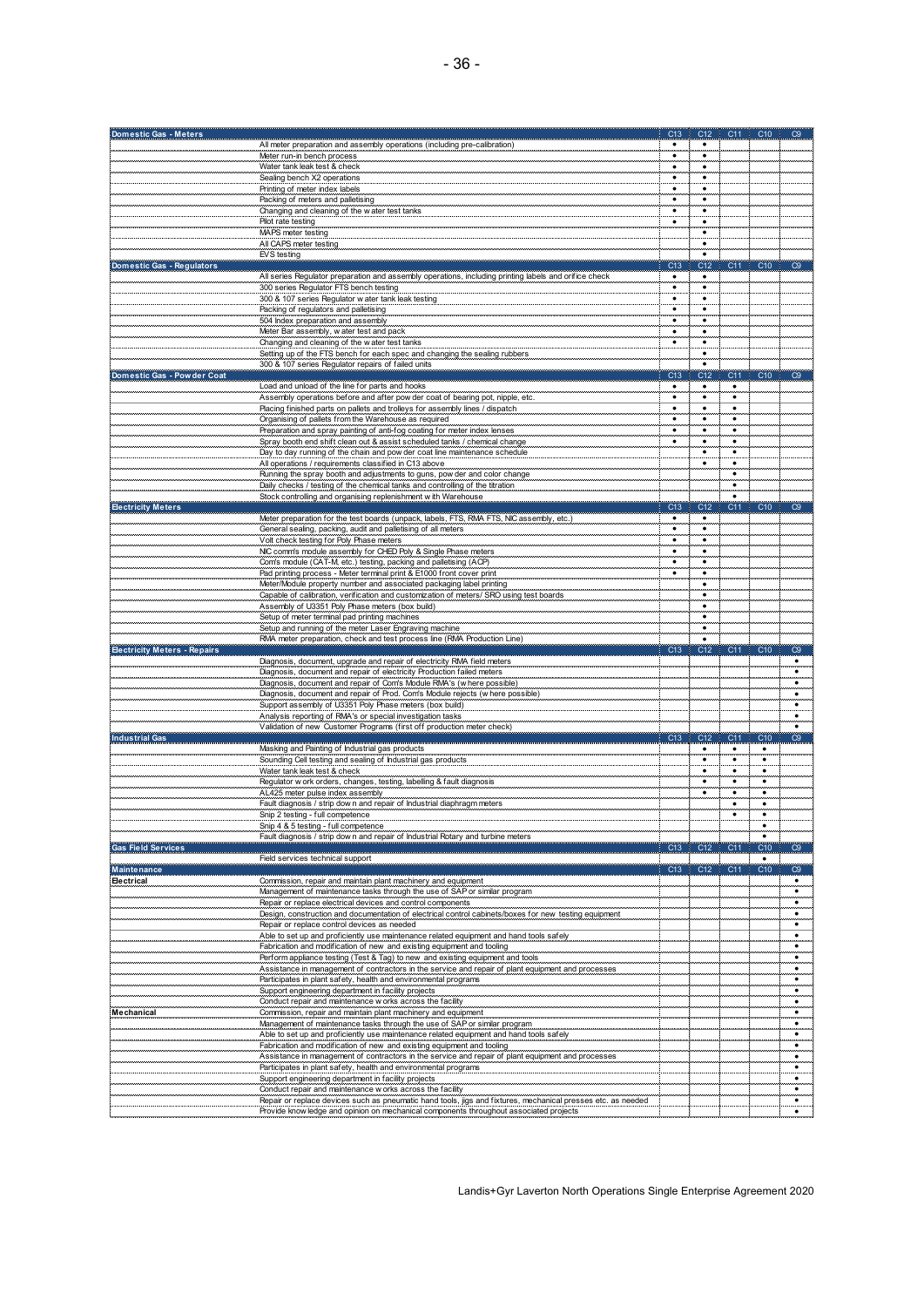| Domestic Gas - Meters | | C13 | C12 | C11 | C10 | C9 |
|---|---|---|---|---|---|---|
| | All meter preparation and assembly operations (including pre-calibration) | • | • | | | |
| | Meter run-in bench process | • | • | | | |
| | Water tank leak test & check | • | • | | | |
| | Sealing bench X2 operations | • | • | | | |
| | Printing of meter index labels | • | • | | | |
| | Packing of meters and palletising | • | • | | | |
| | Changing and cleaning of the water test tanks | • | • | | | |
| | Pilot rate testing | • | • | | | |
| | MAPS meter testing | | • | | | |
| | All CAPS meter testing | | • | | | |
| | EVS testing | | • | | | |
| **Domestic Gas - Regulators** | | C13 | C12 | C11 | C10 | C9 |
| | All series Regulator preparation and assembly operations, including printing labels and orifice check | • | • | | | |
| | 300 series Regulator FTS bench testing | • | • | | | |
| | 300 & 107 series Regulator water tank leak testing | • | • | | | |
| | Packing of regulators and palletising | • | • | | | |
| | 504 Index preparation and assembly | • | • | | | |
| | Meter Bar assembly, water test and pack | • | • | | | |
| | Changing and cleaning of the water test tanks | • | • | | | |
| | Setting up of the FTS bench for each spec and changing the sealing rubbers | | • | | | |
| | 300 & 107 series Regulator repairs of failed units | | • | | | |
| **Domestic Gas - Powder Coat** | | C13 | C12 | C11 | C10 | C9 |
| | Load and unload of the line for parts and hooks | • | • | • | | |
| | Assembly operations before and after powder coat of bearing pot, nipple, etc. | • | • | • | | |
| | Placing finished parts on pallets and trolleys for assembly lines / dispatch | • | • | • | | |
| | Organising of pallets from the Warehouse as required | • | • | • | | |
| | Preparation and spray painting of anti-fog coating for meter index lenses | • | • | • | | |
| | Spray booth end shift clean out & assist scheduled tanks / chemical change | • | • | • | | |
| | Day to day running of the chain and powder coat line maintenance schedule | | • | • | | |
| | All operations / requirements classified in C13 above | | • | • | | |
| | Running the spray booth and adjustments to guns, powder and color change | | | • | | |
| | Daily checks / testing of the chemical tanks and controlling of the titration | | | • | | |
| | Stock controlling and organising replenishment with Warehouse | | | • | | |
| **Electricity Meters** | | C13 | C12 | C11 | C10 | C9 |
| | Meter preparation for the test boards (unpack, labels, FTS, RMA FTS, NIC assembly, etc.) | • | • | | | |
| | General sealing, packing, audit and palletising of all meters | • | • | | | |
| | Volt check testing for Poly Phase meters | • | • | | | |
| | NIC comm's module assembly for CHED Poly & Single Phase meters | • | • | | | |
| | Com's module (CAT-M, etc.) testing, packing and palletising (ACP) | • | • | | | |
| | Pad printing process - Meter terminal print & E1000 front cover print | • | • | | | |
| | Meter/Module property number and associated packaging label printing | | • | | | |
| | Capable of calibration, verification and customization of meters/ SRO using test boards | | • | | | |
| | Assembly of U3351 Poly Phase meters (box build) | | • | | | |
| | Setup of meter terminal pad printing machines | | • | | | |
| | Setup and running of the meter Laser Engraving machine | | • | | | |
| | RMA meter preparation, check and test process line (RMA Production Line) | | • | | | |
| **Electricity Meters - Repairs** | | C13 | C12 | C11 | C10 | C9 |
| | Diagnosis, document, upgrade and repair of electricity RMA field meters | | | | | • |
| | Diagnosis, document and repair of electricity Production failed meters | | | | | • |
| | Diagnosis, document and repair of Com's Module RMA's (where possible) | | | | | • |
| | Diagnosis, document and repair of Prod. Com's Module rejects (where possible) | | | | | • |
| | Support assembly of U3351 Poly Phase meters (box build) | | | | | • |
| | Analysis reporting of RMA's or special investigation tasks | | | | | • |
| | Validation of new Customer Programs (first off production meter check) | | | | | • |
| **Industrial Gas** | | C13 | C12 | C11 | C10 | C9 |
| | Masking and Painting of Industrial gas products | | • | • | • | |
| | Sounding Cell testing and sealing of Industrial gas products | | • | • | • | |
| | Water tank leak test & check | | • | • | • | |
| | Regulator work orders, changes, testing, labelling & fault diagnosis | | • | • | • | |
| | AL425 meter pulse index assembly | | • | • | • | |
| | Fault diagnosis / strip down and repair of Industrial diaphragm meters | | | • | • | |
| | Snip 2 testing - full competence | | | • | • | |
| | Snip 4 & 5 testing - full competence | | | | • | |
| | Fault diagnosis / strip down and repair of Industrial Rotary and turbine meters | | | | • | |
| **Gas Field Services** | | C13 | C12 | C11 | C10 | C9 |
| | Field services technical support | | | | • | |
| **Maintenance** | | C13 | C12 | C11 | C10 | C9 |
| **Electrical** | Commission, repair and maintain plant machinery and equipment | | | | | • |
| | Management of maintenance tasks through the use of SAP or similar program | | | | | • |
| | Repair or replace electrical devices and control components | | | | | • |
| | Design, construction and documentation of electrical control cabinets/boxes for new testing equipment | | | | | • |
| | Repair or replace control devices as needed | | | | | • |
| | Able to set up and proficiently use maintenance related equipment and hand tools safely | | | | | • |
| | Fabrication and modification of new and existing equipment and tooling | | | | | • |
| | Perform appliance testing (Test & Tag) to new and existing equipment and tools | | | | | • |
| | Assistance in management of contractors in the service and repair of plant equipment and processes | | | | | • |
| | Participates in plant safety, health and environmental programs | | | | | • |
| | Support engineering department in facility projects | | | | | • |
| | Conduct repair and maintenance works across the facility | | | | | • |
| **Mechanical** | Commission, repair and maintain plant machinery and equipment | | | | | • |
| | Management of maintenance tasks through the use of SAP or similar program | | | | | • |
| | Able to set up and proficiently use maintenance related equipment and hand tools safely | | | | | • |
| | Fabrication and modification of new and existing equipment and tooling | | | | | • |
| | Assistance in management of contractors in the service and repair of plant equipment and processes | | | | | • |
| | Participates in plant safety, health and environmental programs | | | | | • |
| | Support engineering department in facility projects | | | | | • |
| | Conduct repair and maintenance works across the facility | | | | | • |
| | Repair or replace devices such as pneumatic hand tools, jigs and fixtures, mechanical presses etc. as needed | | | | | • |
| | Provide knowledge and opinion on mechanical components throughout associated projects | | | | | • |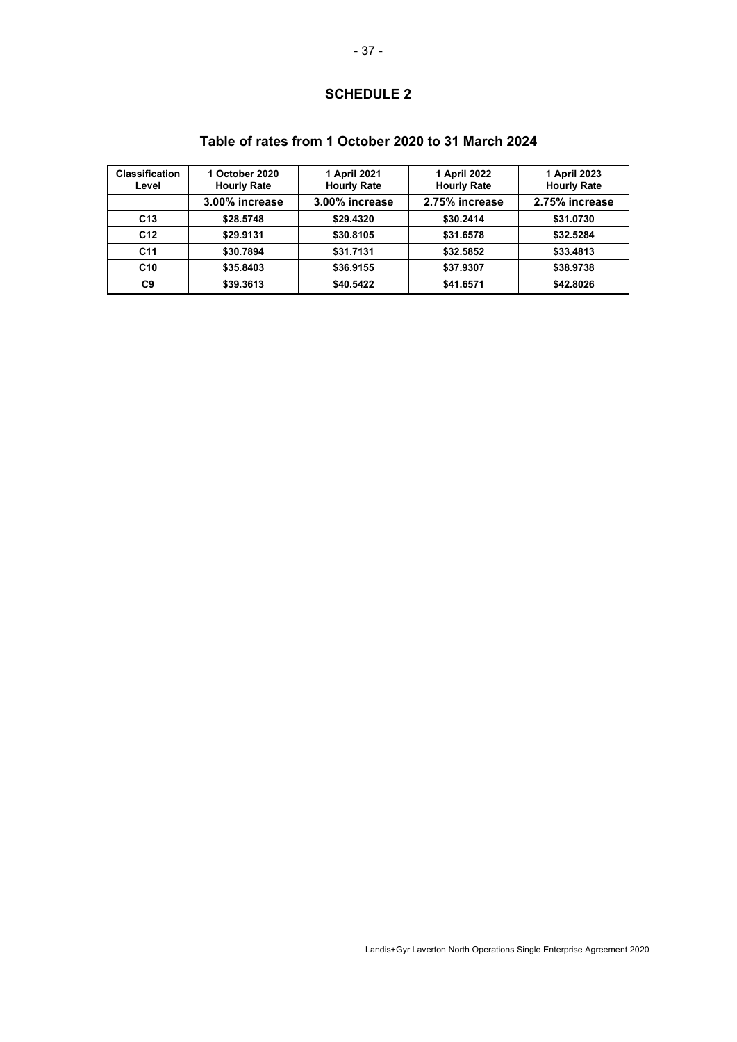## SCHEDULE 2

### Table of rates from 1 October 2020 to 31 March 2024

| Classification Level | 1 October 2020 Hourly Rate | 1 April 2021 Hourly Rate | 1 April 2022 Hourly Rate | 1 April 2023 Hourly Rate |
|---|---|---|---|---|
| | 3.00% increase | 3.00% increase | 2.75% increase | 2.75% increase |
| C13 | $28.5748 | $29.4320 | $30.2414 | $31.0730 |
| C12 | $29.9131 | $30.8105 | $31.6578 | $32.5284 |
| C11 | $30.7894 | $31.7131 | $32.5852 | $33.4813 |
| C10 | $35.8403 | $36.9155 | $37.9307 | $38.9738 |
| C9 | $39.3613 | $40.5422 | $41.6571 | $42.8026 |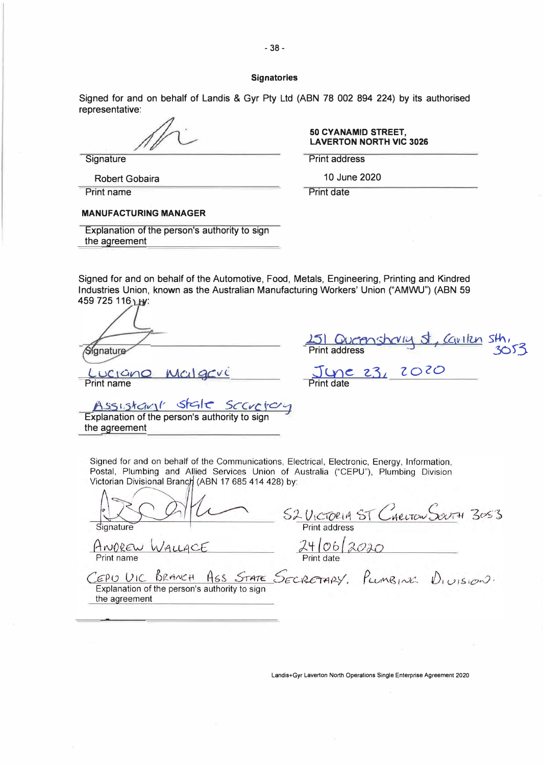## Signatories

Signed for and on behalf of Landis & Gyr Pty Ltd (ABN 78 002 894 224) by its authorised representative:

| | |
|---|---|
| Signature | **50 CYANAMID STREET, LAVERTON NORTH VIC 3026** <br> Print address |
| Robert Gobaira <br> Print name | 10 June 2020 <br> Print date |
| **MANUFACTURING MANAGER** <br> Explanation of the person's authority to sign the agreement | |

Signed for and on behalf of the Automotive, Food, Metals, Engineering, Printing and Kindred Industries Union, known as the Australian Manufacturing Workers' Union ("AMWU") (ABN 59 459 725 116) by:

| | |
|---|---|
| Signature | 251 Queensberry St, Carlton Sth, 3053 <br> Print address |
| Luciano Malgeci <br> Print name | June 23, 2020 <br> Print date |
| Assistant State Secretary <br> Explanation of the person's authority to sign the agreement | |

Signed for and on behalf of the Communications, Electrical, Electronic, Energy, Information, Postal, Plumbing and Allied Services Union of Australia ("CEPU"), Plumbing Division Victorian Divisional Branch (ABN 17 685 414 428) by:

| | |
|---|---|
| Signature | 52 Victoria St Carlton South 3053 <br> Print address |
| Andrew Wallace <br> Print name | 24/06/2020 <br> Print date |
| CEPU VIC Branch Ass State Secretary, Plumbing Division. <br> Explanation of the person's authority to sign the agreement | |